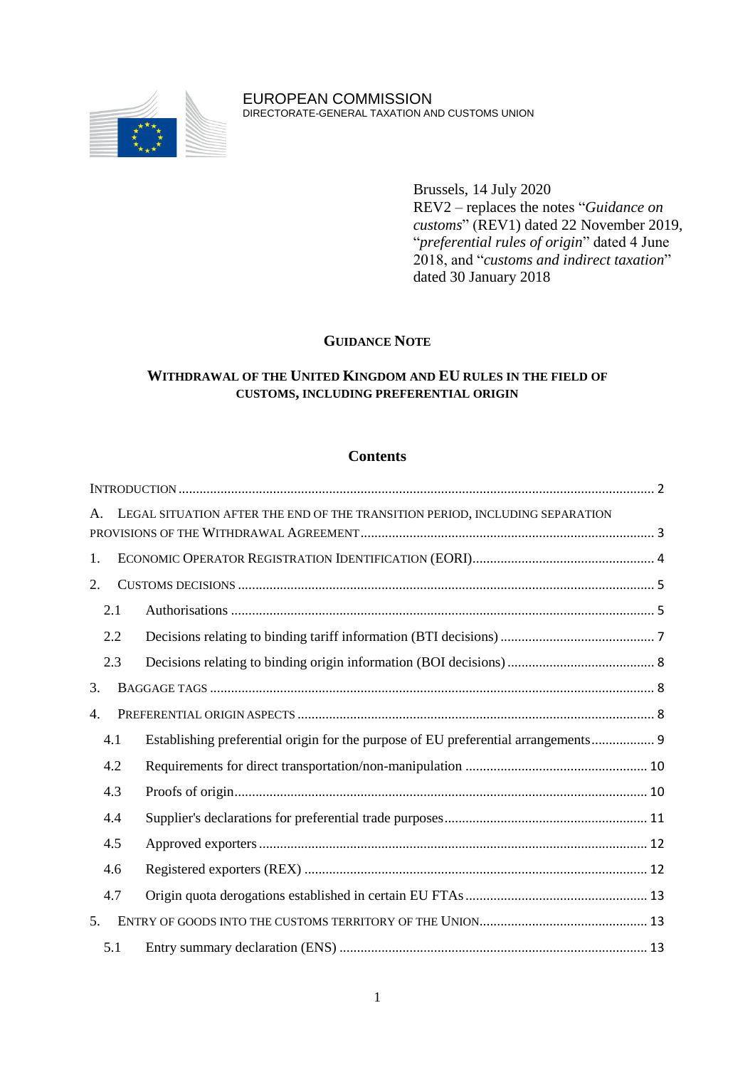EUROPEAN COMMISSION
DIRECTORATE-GENERAL TAXATION AND CUSTOMS UNION

Brussels, 14 July 2020
REV2 – replaces the notes "*Guidance on customs*" (REV1) dated 22 November 2019, "*preferential rules of origin*" dated 4 June 2018, and "*customs and indirect taxation*" dated 30 January 2018

# GUIDANCE NOTE

## WITHDRAWAL OF THE UNITED KINGDOM AND EU RULES IN THE FIELD OF CUSTOMS, INCLUDING PREFERENTIAL ORIGIN

### Contents

INTRODUCTION ..... 2

A. LEGAL SITUATION AFTER THE END OF THE TRANSITION PERIOD, INCLUDING SEPARATION PROVISIONS OF THE WITHDRAWAL AGREEMENT ..... 3

1. ECONOMIC OPERATOR REGISTRATION IDENTIFICATION (EORI) ..... 4
2. CUSTOMS DECISIONS ..... 5
   - 2.1 Authorisations ..... 5
   - 2.2 Decisions relating to binding tariff information (BTI decisions) ..... 7
   - 2.3 Decisions relating to binding origin information (BOI decisions) ..... 8
3. BAGGAGE TAGS ..... 8
4. PREFERENTIAL ORIGIN ASPECTS ..... 8
   - 4.1 Establishing preferential origin for the purpose of EU preferential arrangements ..... 9
   - 4.2 Requirements for direct transportation/non-manipulation ..... 10
   - 4.3 Proofs of origin ..... 10
   - 4.4 Supplier's declarations for preferential trade purposes ..... 11
   - 4.5 Approved exporters ..... 12
   - 4.6 Registered exporters (REX) ..... 12
   - 4.7 Origin quota derogations established in certain EU FTAs ..... 13
5. ENTRY OF GOODS INTO THE CUSTOMS TERRITORY OF THE UNION ..... 13
   - 5.1 Entry summary declaration (ENS) ..... 13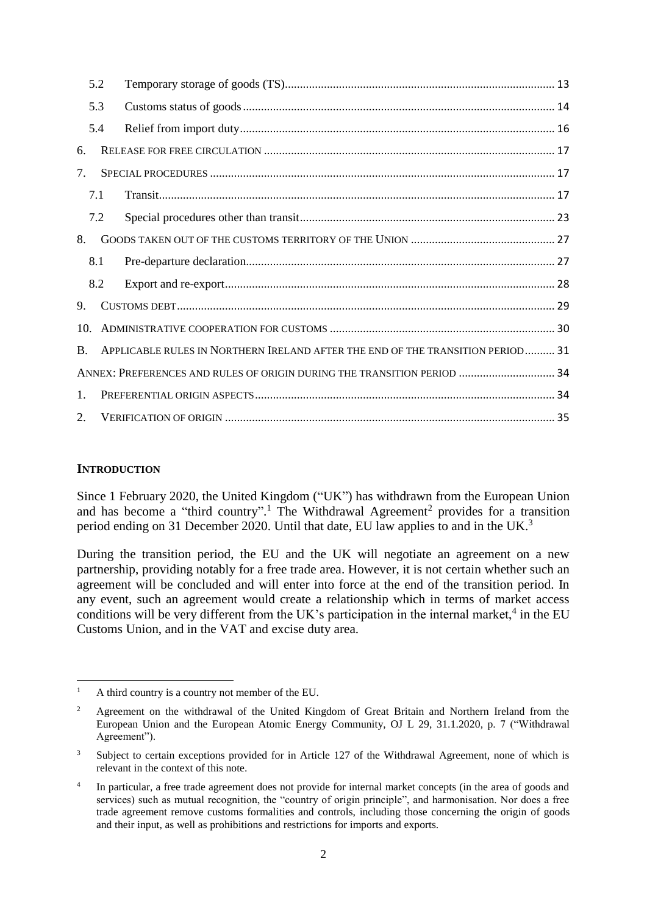| | | |
|---|---|---|
| 5.2 | Temporary storage of goods (TS) | 13 |
| 5.3 | Customs status of goods | 14 |
| 5.4 | Relief from import duty | 16 |
| 6. | RELEASE FOR FREE CIRCULATION | 17 |
| 7. | SPECIAL PROCEDURES | 17 |
| 7.1 | Transit | 17 |
| 7.2 | Special procedures other than transit | 23 |
| 8. | GOODS TAKEN OUT OF THE CUSTOMS TERRITORY OF THE UNION | 27 |
| 8.1 | Pre-departure declaration | 27 |
| 8.2 | Export and re-export | 28 |
| 9. | CUSTOMS DEBT | 29 |
| 10. | ADMINISTRATIVE COOPERATION FOR CUSTOMS | 30 |
| B. | APPLICABLE RULES IN NORTHERN IRELAND AFTER THE END OF THE TRANSITION PERIOD | 31 |
| | ANNEX: PREFERENCES AND RULES OF ORIGIN DURING THE TRANSITION PERIOD | 34 |
| 1. | PREFERENTIAL ORIGIN ASPECTS | 34 |
| 2. | VERIFICATION OF ORIGIN | 35 |

## INTRODUCTION

Since 1 February 2020, the United Kingdom ("UK") has withdrawn from the European Union and has become a "third country".[1] The Withdrawal Agreement[2] provides for a transition period ending on 31 December 2020. Until that date, EU law applies to and in the UK.[3]

During the transition period, the EU and the UK will negotiate an agreement on a new partnership, providing notably for a free trade area. However, it is not certain whether such an agreement will be concluded and will enter into force at the end of the transition period. In any event, such an agreement would create a relationship which in terms of market access conditions will be very different from the UK's participation in the internal market,[4] in the EU Customs Union, and in the VAT and excise duty area.

---

[1] A third country is a country not member of the EU.

[2] Agreement on the withdrawal of the United Kingdom of Great Britain and Northern Ireland from the European Union and the European Atomic Energy Community, OJ L 29, 31.1.2020, p. 7 ("Withdrawal Agreement").

[3] Subject to certain exceptions provided for in Article 127 of the Withdrawal Agreement, none of which is relevant in the context of this note.

[4] In particular, a free trade agreement does not provide for internal market concepts (in the area of goods and services) such as mutual recognition, the "country of origin principle", and harmonisation. Nor does a free trade agreement remove customs formalities and controls, including those concerning the origin of goods and their input, as well as prohibitions and restrictions for imports and exports.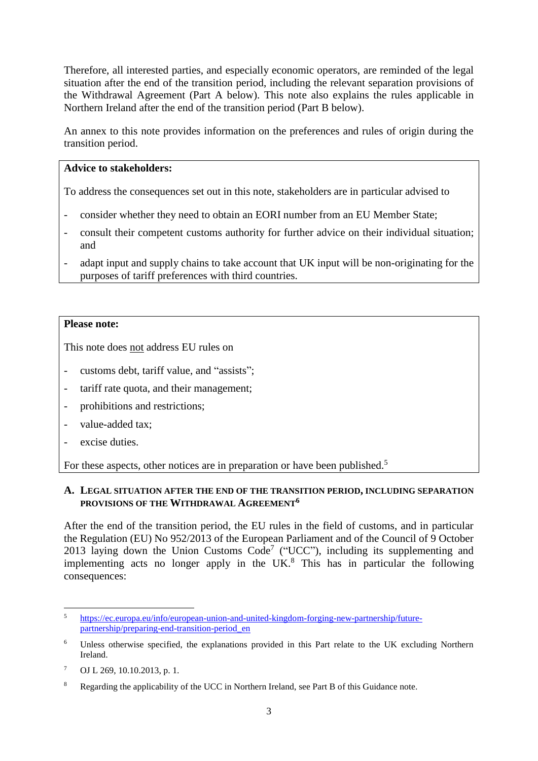Therefore, all interested parties, and especially economic operators, are reminded of the legal situation after the end of the transition period, including the relevant separation provisions of the Withdrawal Agreement (Part A below). This note also explains the rules applicable in Northern Ireland after the end of the transition period (Part B below).

An annex to this note provides information on the preferences and rules of origin during the transition period.

**Advice to stakeholders:**

To address the consequences set out in this note, stakeholders are in particular advised to

- consider whether they need to obtain an EORI number from an EU Member State;
- consult their competent customs authority for further advice on their individual situation; and
- adapt input and supply chains to take account that UK input will be non-originating for the purposes of tariff preferences with third countries.

**Please note:**

This note does <u>not</u> address EU rules on

- customs debt, tariff value, and "assists";
- tariff rate quota, and their management;
- prohibitions and restrictions;
- value-added tax;
- excise duties.

For these aspects, other notices are in preparation or have been published.[5]

## A. LEGAL SITUATION AFTER THE END OF THE TRANSITION PERIOD, INCLUDING SEPARATION PROVISIONS OF THE WITHDRAWAL AGREEMENT[6]

After the end of the transition period, the EU rules in the field of customs, and in particular the Regulation (EU) No 952/2013 of the European Parliament and of the Council of 9 October 2013 laying down the Union Customs Code[7] ("UCC"), including its supplementing and implementing acts no longer apply in the UK.[8] This has in particular the following consequences:

---

[5] https://ec.europa.eu/info/european-union-and-united-kingdom-forging-new-partnership/future-partnership/preparing-end-transition-period_en

[6] Unless otherwise specified, the explanations provided in this Part relate to the UK excluding Northern Ireland.

[7] OJ L 269, 10.10.2013, p. 1.

[8] Regarding the applicability of the UCC in Northern Ireland, see Part B of this Guidance note.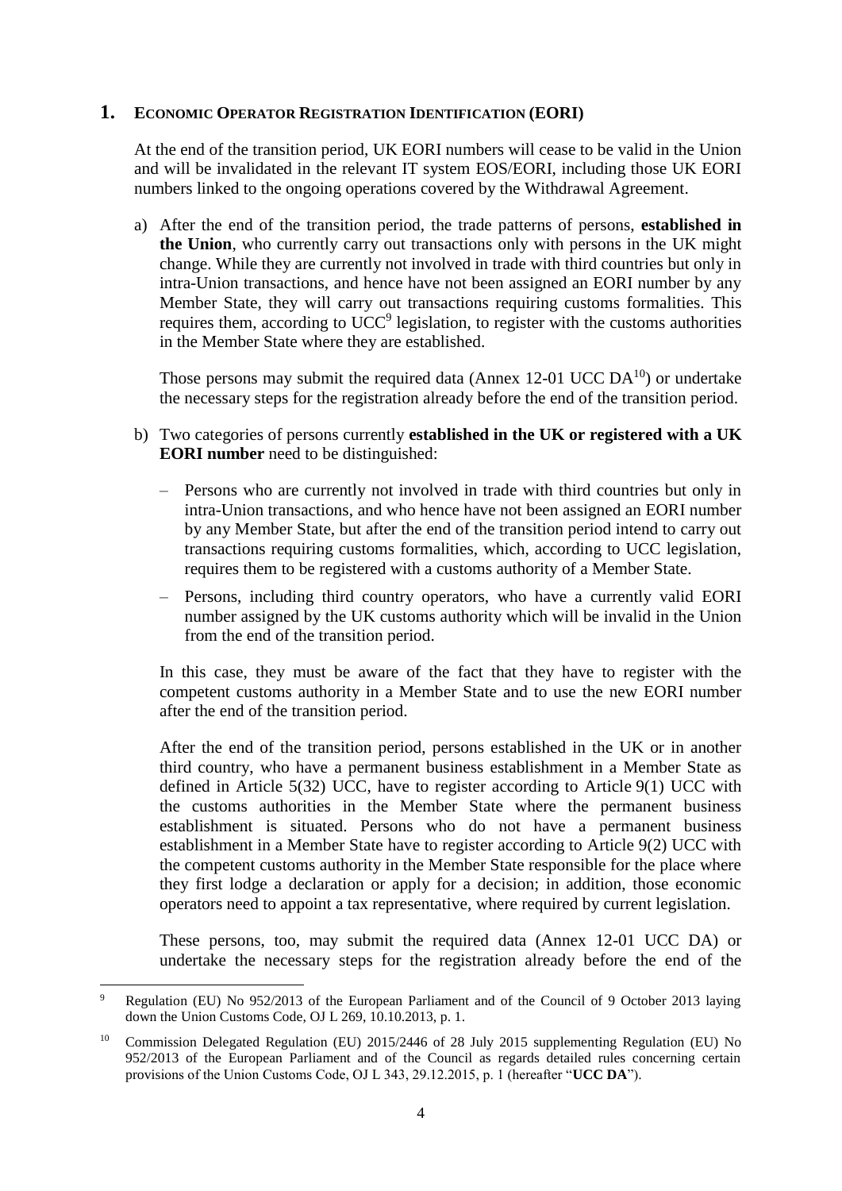## 1. ECONOMIC OPERATOR REGISTRATION IDENTIFICATION (EORI)

At the end of the transition period, UK EORI numbers will cease to be valid in the Union and will be invalidated in the relevant IT system EOS/EORI, including those UK EORI numbers linked to the ongoing operations covered by the Withdrawal Agreement.

a) After the end of the transition period, the trade patterns of persons, **established in the Union**, who currently carry out transactions only with persons in the UK might change. While they are currently not involved in trade with third countries but only in intra-Union transactions, and hence have not been assigned an EORI number by any Member State, they will carry out transactions requiring customs formalities. This requires them, according to UCC[9] legislation, to register with the customs authorities in the Member State where they are established.

   Those persons may submit the required data (Annex 12-01 UCC DA[10]) or undertake the necessary steps for the registration already before the end of the transition period.

b) Two categories of persons currently **established in the UK or registered with a UK EORI number** need to be distinguished:

   – Persons who are currently not involved in trade with third countries but only in intra-Union transactions, and who hence have not been assigned an EORI number by any Member State, but after the end of the transition period intend to carry out transactions requiring customs formalities, which, according to UCC legislation, requires them to be registered with a customs authority of a Member State.

   – Persons, including third country operators, who have a currently valid EORI number assigned by the UK customs authority which will be invalid in the Union from the end of the transition period.

   In this case, they must be aware of the fact that they have to register with the competent customs authority in a Member State and to use the new EORI number after the end of the transition period.

   After the end of the transition period, persons established in the UK or in another third country, who have a permanent business establishment in a Member State as defined in Article 5(32) UCC, have to register according to Article 9(1) UCC with the customs authorities in the Member State where the permanent business establishment is situated. Persons who do not have a permanent business establishment in a Member State have to register according to Article 9(2) UCC with the competent customs authority in the Member State responsible for the place where they first lodge a declaration or apply for a decision; in addition, those economic operators need to appoint a tax representative, where required by current legislation.

   These persons, too, may submit the required data (Annex 12-01 UCC DA) or undertake the necessary steps for the registration already before the end of the

[9] Regulation (EU) No 952/2013 of the European Parliament and of the Council of 9 October 2013 laying down the Union Customs Code, OJ L 269, 10.10.2013, p. 1.

[10] Commission Delegated Regulation (EU) 2015/2446 of 28 July 2015 supplementing Regulation (EU) No 952/2013 of the European Parliament and of the Council as regards detailed rules concerning certain provisions of the Union Customs Code, OJ L 343, 29.12.2015, p. 1 (hereafter "**UCC DA**").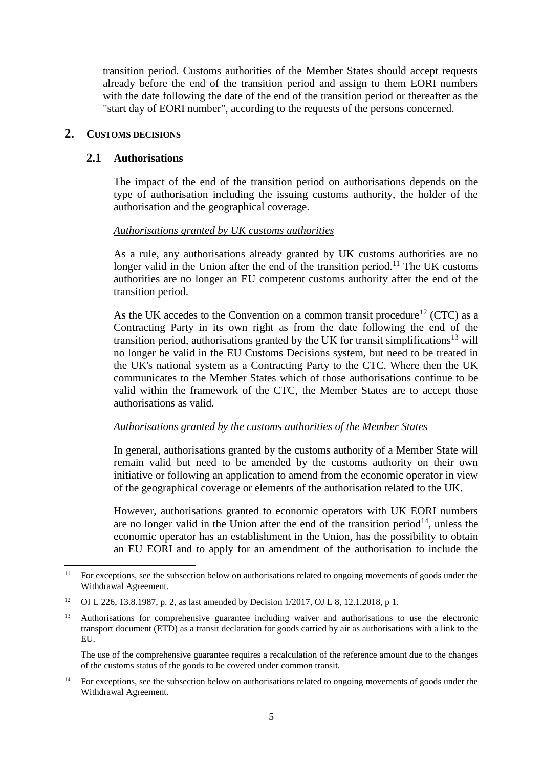transition period. Customs authorities of the Member States should accept requests already before the end of the transition period and assign to them EORI numbers with the date following the date of the end of the transition period or thereafter as the "start day of EORI number", according to the requests of the persons concerned.

## 2. CUSTOMS DECISIONS

### 2.1 Authorisations

The impact of the end of the transition period on authorisations depends on the type of authorisation including the issuing customs authority, the holder of the authorisation and the geographical coverage.

*Authorisations granted by UK customs authorities*

As a rule, any authorisations already granted by UK customs authorities are no longer valid in the Union after the end of the transition period.[11] The UK customs authorities are no longer an EU competent customs authority after the end of the transition period.

As the UK accedes to the Convention on a common transit procedure[12] (CTC) as a Contracting Party in its own right as from the date following the end of the transition period, authorisations granted by the UK for transit simplifications[13] will no longer be valid in the EU Customs Decisions system, but need to be treated in the UK's national system as a Contracting Party to the CTC. Where then the UK communicates to the Member States which of those authorisations continue to be valid within the framework of the CTC, the Member States are to accept those authorisations as valid.

*Authorisations granted by the customs authorities of the Member States*

In general, authorisations granted by the customs authority of a Member State will remain valid but need to be amended by the customs authority on their own initiative or following an application to amend from the economic operator in view of the geographical coverage or elements of the authorisation related to the UK.

However, authorisations granted to economic operators with UK EORI numbers are no longer valid in the Union after the end of the transition period[14], unless the economic operator has an establishment in the Union, has the possibility to obtain an EU EORI and to apply for an amendment of the authorisation to include the

---

[11] For exceptions, see the subsection below on authorisations related to ongoing movements of goods under the Withdrawal Agreement.

[12] OJ L 226, 13.8.1987, p. 2, as last amended by Decision 1/2017, OJ L 8, 12.1.2018, p 1.

[13] Authorisations for comprehensive guarantee including waiver and authorisations to use the electronic transport document (ETD) as a transit declaration for goods carried by air as authorisations with a link to the EU.

The use of the comprehensive guarantee requires a recalculation of the reference amount due to the changes of the customs status of the goods to be covered under common transit.

[14] For exceptions, see the subsection below on authorisations related to ongoing movements of goods under the Withdrawal Agreement.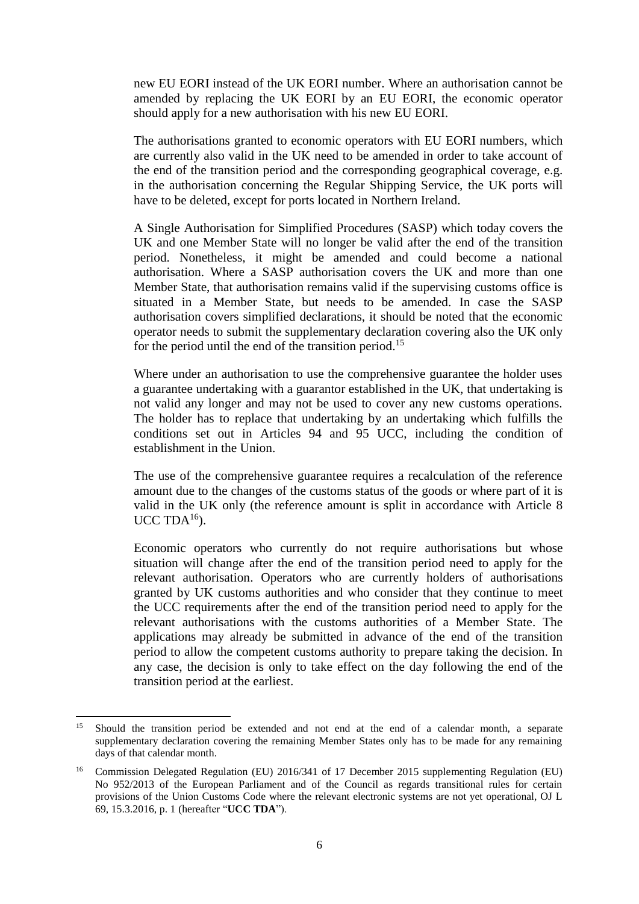new EU EORI instead of the UK EORI number. Where an authorisation cannot be amended by replacing the UK EORI by an EU EORI, the economic operator should apply for a new authorisation with his new EU EORI.

The authorisations granted to economic operators with EU EORI numbers, which are currently also valid in the UK need to be amended in order to take account of the end of the transition period and the corresponding geographical coverage, e.g. in the authorisation concerning the Regular Shipping Service, the UK ports will have to be deleted, except for ports located in Northern Ireland.

A Single Authorisation for Simplified Procedures (SASP) which today covers the UK and one Member State will no longer be valid after the end of the transition period. Nonetheless, it might be amended and could become a national authorisation. Where a SASP authorisation covers the UK and more than one Member State, that authorisation remains valid if the supervising customs office is situated in a Member State, but needs to be amended. In case the SASP authorisation covers simplified declarations, it should be noted that the economic operator needs to submit the supplementary declaration covering also the UK only for the period until the end of the transition period.[15]

Where under an authorisation to use the comprehensive guarantee the holder uses a guarantee undertaking with a guarantor established in the UK, that undertaking is not valid any longer and may not be used to cover any new customs operations. The holder has to replace that undertaking by an undertaking which fulfills the conditions set out in Articles 94 and 95 UCC, including the condition of establishment in the Union.

The use of the comprehensive guarantee requires a recalculation of the reference amount due to the changes of the customs status of the goods or where part of it is valid in the UK only (the reference amount is split in accordance with Article 8 UCC TDA[16]).

Economic operators who currently do not require authorisations but whose situation will change after the end of the transition period need to apply for the relevant authorisation. Operators who are currently holders of authorisations granted by UK customs authorities and who consider that they continue to meet the UCC requirements after the end of the transition period need to apply for the relevant authorisations with the customs authorities of a Member State. The applications may already be submitted in advance of the end of the transition period to allow the competent customs authority to prepare taking the decision. In any case, the decision is only to take effect on the day following the end of the transition period at the earliest.

---

[15] Should the transition period be extended and not end at the end of a calendar month, a separate supplementary declaration covering the remaining Member States only has to be made for any remaining days of that calendar month.

[16] Commission Delegated Regulation (EU) 2016/341 of 17 December 2015 supplementing Regulation (EU) No 952/2013 of the European Parliament and of the Council as regards transitional rules for certain provisions of the Union Customs Code where the relevant electronic systems are not yet operational, OJ L 69, 15.3.2016, p. 1 (hereafter "**UCC TDA**").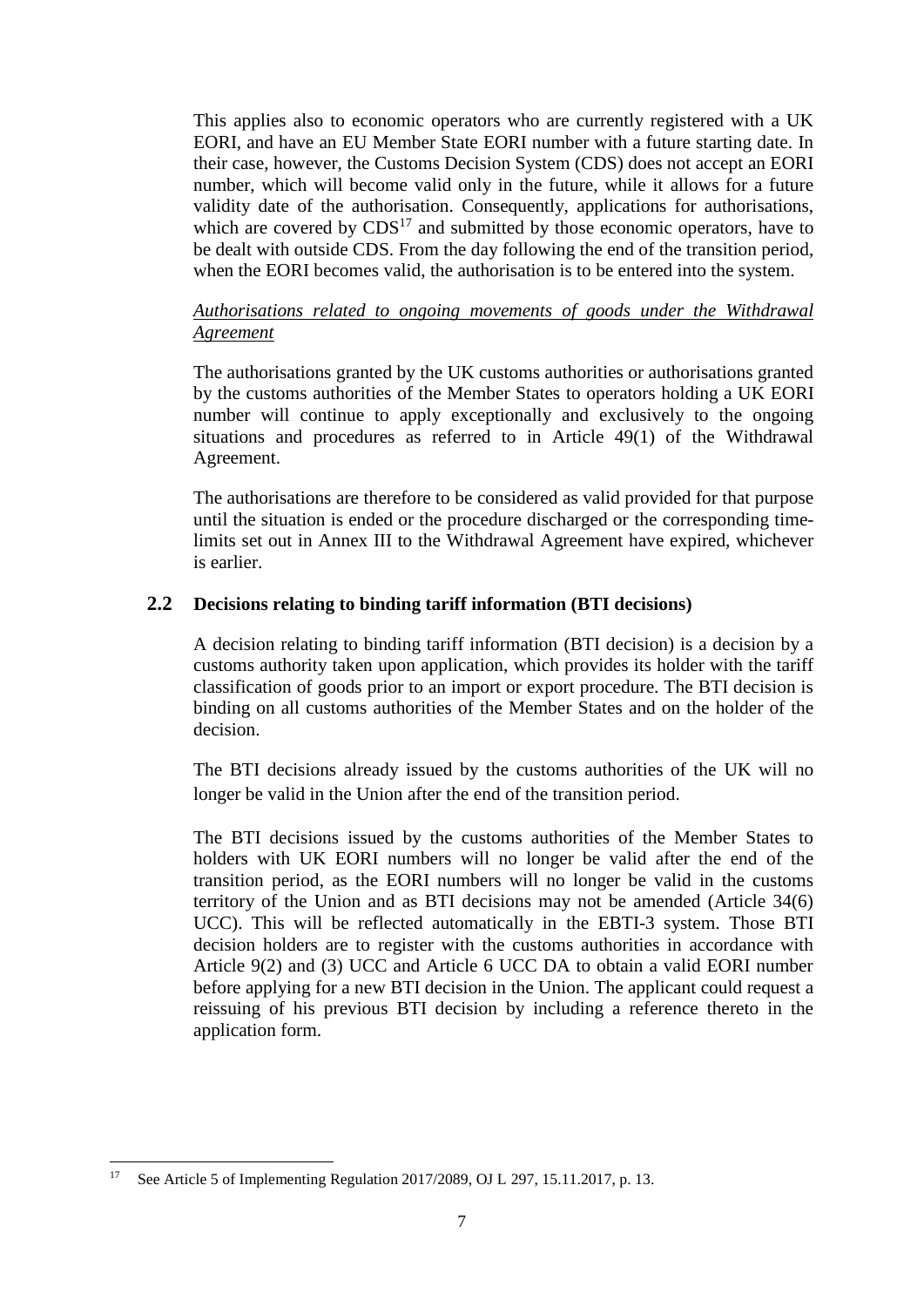This applies also to economic operators who are currently registered with a UK EORI, and have an EU Member State EORI number with a future starting date. In their case, however, the Customs Decision System (CDS) does not accept an EORI number, which will become valid only in the future, while it allows for a future validity date of the authorisation. Consequently, applications for authorisations, which are covered by CDS[17] and submitted by those economic operators, have to be dealt with outside CDS. From the day following the end of the transition period, when the EORI becomes valid, the authorisation is to be entered into the system.

*Authorisations related to ongoing movements of goods under the Withdrawal Agreement*

The authorisations granted by the UK customs authorities or authorisations granted by the customs authorities of the Member States to operators holding a UK EORI number will continue to apply exceptionally and exclusively to the ongoing situations and procedures as referred to in Article 49(1) of the Withdrawal Agreement.

The authorisations are therefore to be considered as valid provided for that purpose until the situation is ended or the procedure discharged or the corresponding time-limits set out in Annex III to the Withdrawal Agreement have expired, whichever is earlier.

### 2.2 Decisions relating to binding tariff information (BTI decisions)

A decision relating to binding tariff information (BTI decision) is a decision by a customs authority taken upon application, which provides its holder with the tariff classification of goods prior to an import or export procedure. The BTI decision is binding on all customs authorities of the Member States and on the holder of the decision.

The BTI decisions already issued by the customs authorities of the UK will no longer be valid in the Union after the end of the transition period.

The BTI decisions issued by the customs authorities of the Member States to holders with UK EORI numbers will no longer be valid after the end of the transition period, as the EORI numbers will no longer be valid in the customs territory of the Union and as BTI decisions may not be amended (Article 34(6) UCC). This will be reflected automatically in the EBTI-3 system. Those BTI decision holders are to register with the customs authorities in accordance with Article 9(2) and (3) UCC and Article 6 UCC DA to obtain a valid EORI number before applying for a new BTI decision in the Union. The applicant could request a reissuing of his previous BTI decision by including a reference thereto in the application form.

---

[17] See Article 5 of Implementing Regulation 2017/2089, OJ L 297, 15.11.2017, p. 13.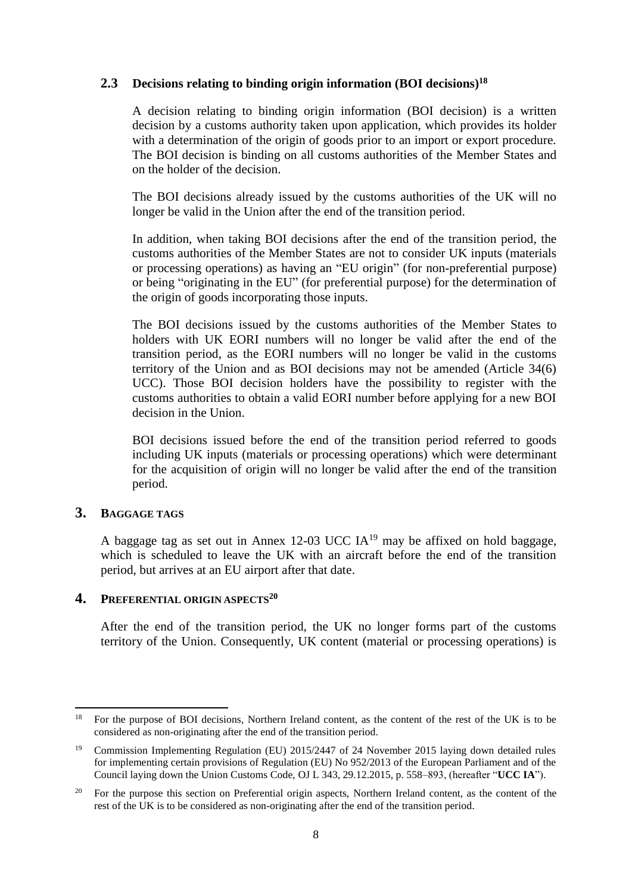### 2.3 Decisions relating to binding origin information (BOI decisions)[18]

A decision relating to binding origin information (BOI decision) is a written decision by a customs authority taken upon application, which provides its holder with a determination of the origin of goods prior to an import or export procedure. The BOI decision is binding on all customs authorities of the Member States and on the holder of the decision.

The BOI decisions already issued by the customs authorities of the UK will no longer be valid in the Union after the end of the transition period.

In addition, when taking BOI decisions after the end of the transition period, the customs authorities of the Member States are not to consider UK inputs (materials or processing operations) as having an "EU origin" (for non-preferential purpose) or being "originating in the EU" (for preferential purpose) for the determination of the origin of goods incorporating those inputs.

The BOI decisions issued by the customs authorities of the Member States to holders with UK EORI numbers will no longer be valid after the end of the transition period, as the EORI numbers will no longer be valid in the customs territory of the Union and as BOI decisions may not be amended (Article 34(6) UCC). Those BOI decision holders have the possibility to register with the customs authorities to obtain a valid EORI number before applying for a new BOI decision in the Union.

BOI decisions issued before the end of the transition period referred to goods including UK inputs (materials or processing operations) which were determinant for the acquisition of origin will no longer be valid after the end of the transition period.

## 3. Baggage tags

A baggage tag as set out in Annex 12-03 UCC IA[19] may be affixed on hold baggage, which is scheduled to leave the UK with an aircraft before the end of the transition period, but arrives at an EU airport after that date.

## 4. Preferential origin aspects[20]

After the end of the transition period, the UK no longer forms part of the customs territory of the Union. Consequently, UK content (material or processing operations) is

---

[18] For the purpose of BOI decisions, Northern Ireland content, as the content of the rest of the UK is to be considered as non-originating after the end of the transition period.

[19] Commission Implementing Regulation (EU) 2015/2447 of 24 November 2015 laying down detailed rules for implementing certain provisions of Regulation (EU) No 952/2013 of the European Parliament and of the Council laying down the Union Customs Code, OJ L 343, 29.12.2015, p. 558–893, (hereafter "**UCC IA**").

[20] For the purpose this section on Preferential origin aspects, Northern Ireland content, as the content of the rest of the UK is to be considered as non-originating after the end of the transition period.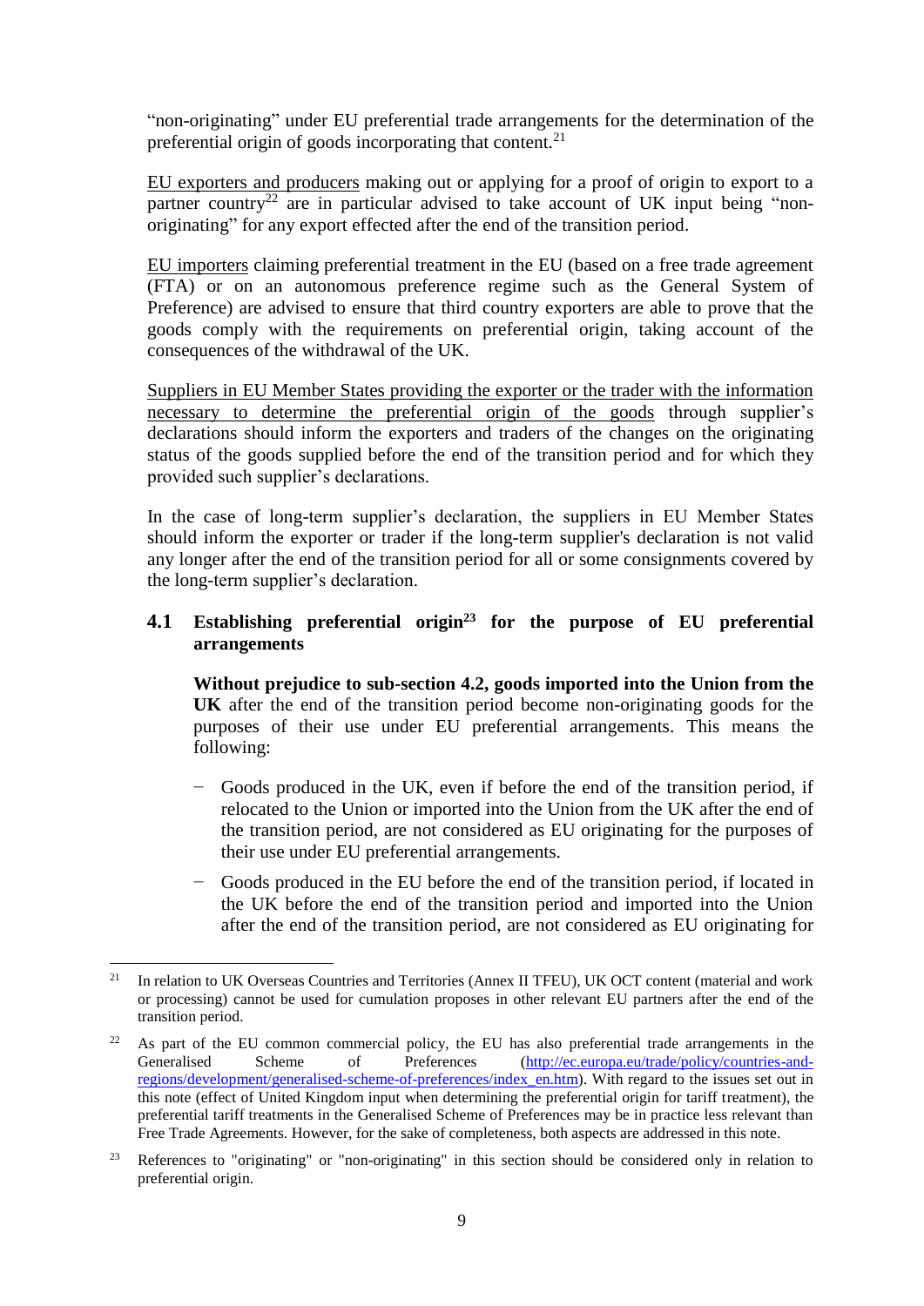"non-originating" under EU preferential trade arrangements for the determination of the preferential origin of goods incorporating that content.[21]

EU exporters and producers making out or applying for a proof of origin to export to a partner country[22] are in particular advised to take account of UK input being "non-originating" for any export effected after the end of the transition period.

EU importers claiming preferential treatment in the EU (based on a free trade agreement (FTA) or on an autonomous preference regime such as the General System of Preference) are advised to ensure that third country exporters are able to prove that the goods comply with the requirements on preferential origin, taking account of the consequences of the withdrawal of the UK.

Suppliers in EU Member States providing the exporter or the trader with the information necessary to determine the preferential origin of the goods through supplier's declarations should inform the exporters and traders of the changes on the originating status of the goods supplied before the end of the transition period and for which they provided such supplier's declarations.

In the case of long-term supplier's declaration, the suppliers in EU Member States should inform the exporter or trader if the long-term supplier's declaration is not valid any longer after the end of the transition period for all or some consignments covered by the long-term supplier's declaration.

### 4.1 Establishing preferential origin[23] for the purpose of EU preferential arrangements

**Without prejudice to sub-section 4.2, goods imported into the Union from the UK** after the end of the transition period become non-originating goods for the purposes of their use under EU preferential arrangements. This means the following:

- Goods produced in the UK, even if before the end of the transition period, if relocated to the Union or imported into the Union from the UK after the end of the transition period, are not considered as EU originating for the purposes of their use under EU preferential arrangements.
- Goods produced in the EU before the end of the transition period, if located in the UK before the end of the transition period and imported into the Union after the end of the transition period, are not considered as EU originating for

---

[21] In relation to UK Overseas Countries and Territories (Annex II TFEU), UK OCT content (material and work or processing) cannot be used for cumulation proposes in other relevant EU partners after the end of the transition period.

[22] As part of the EU common commercial policy, the EU has also preferential trade arrangements in the Generalised Scheme of Preferences (http://ec.europa.eu/trade/policy/countries-and-regions/development/generalised-scheme-of-preferences/index_en.htm). With regard to the issues set out in this note (effect of United Kingdom input when determining the preferential origin for tariff treatment), the preferential tariff treatments in the Generalised Scheme of Preferences may be in practice less relevant than Free Trade Agreements. However, for the sake of completeness, both aspects are addressed in this note.

[23] References to "originating" or "non-originating" in this section should be considered only in relation to preferential origin.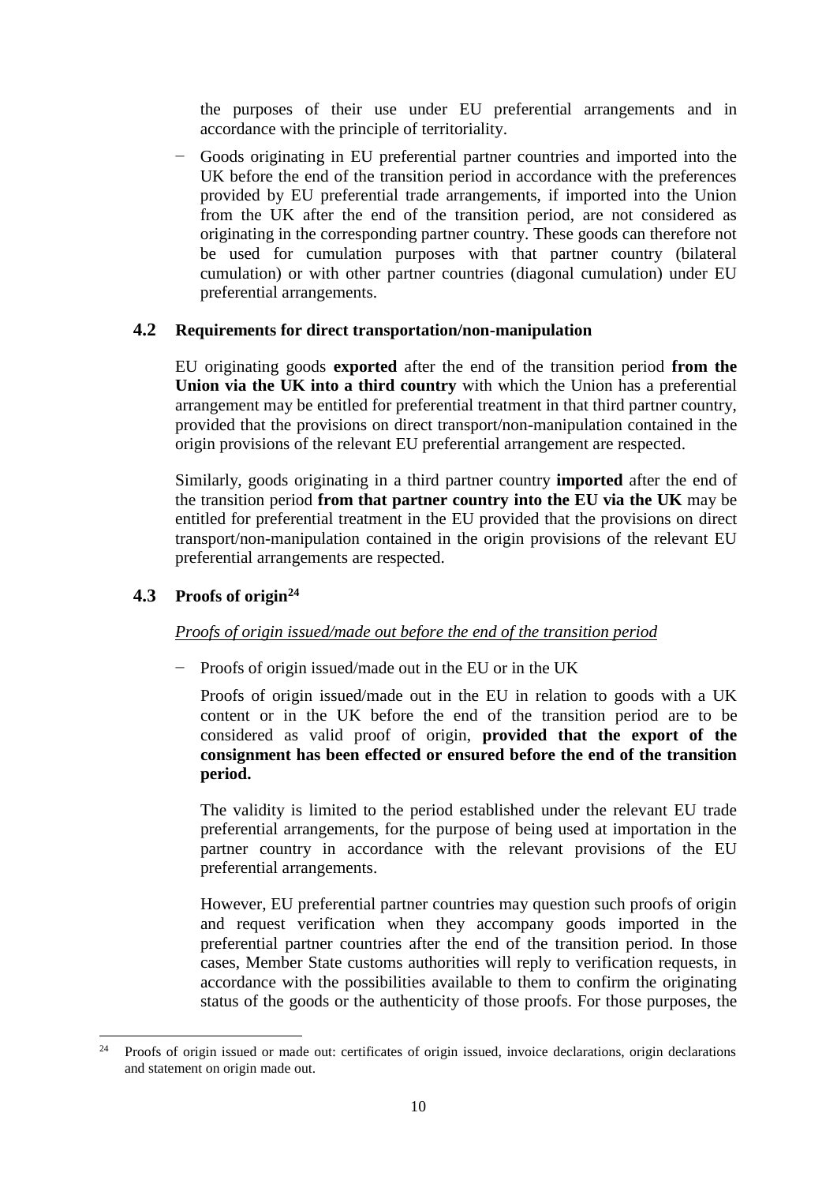the purposes of their use under EU preferential arrangements and in accordance with the principle of territoriality.

− Goods originating in EU preferential partner countries and imported into the UK before the end of the transition period in accordance with the preferences provided by EU preferential trade arrangements, if imported into the Union from the UK after the end of the transition period, are not considered as originating in the corresponding partner country. These goods can therefore not be used for cumulation purposes with that partner country (bilateral cumulation) or with other partner countries (diagonal cumulation) under EU preferential arrangements.

### 4.2 Requirements for direct transportation/non-manipulation

EU originating goods **exported** after the end of the transition period **from the Union via the UK into a third country** with which the Union has a preferential arrangement may be entitled for preferential treatment in that third partner country, provided that the provisions on direct transport/non-manipulation contained in the origin provisions of the relevant EU preferential arrangement are respected.

Similarly, goods originating in a third partner country **imported** after the end of the transition period **from that partner country into the EU via the UK** may be entitled for preferential treatment in the EU provided that the provisions on direct transport/non-manipulation contained in the origin provisions of the relevant EU preferential arrangements are respected.

### 4.3 Proofs of origin[24]

<u>*Proofs of origin issued/made out before the end of the transition period*</u>

− Proofs of origin issued/made out in the EU or in the UK

Proofs of origin issued/made out in the EU in relation to goods with a UK content or in the UK before the end of the transition period are to be considered as valid proof of origin, **provided that the export of the consignment has been effected or ensured before the end of the transition period.**

The validity is limited to the period established under the relevant EU trade preferential arrangements, for the purpose of being used at importation in the partner country in accordance with the relevant provisions of the EU preferential arrangements.

However, EU preferential partner countries may question such proofs of origin and request verification when they accompany goods imported in the preferential partner countries after the end of the transition period. In those cases, Member State customs authorities will reply to verification requests, in accordance with the possibilities available to them to confirm the originating status of the goods or the authenticity of those proofs. For those purposes, the

---

[24] Proofs of origin issued or made out: certificates of origin issued, invoice declarations, origin declarations and statement on origin made out.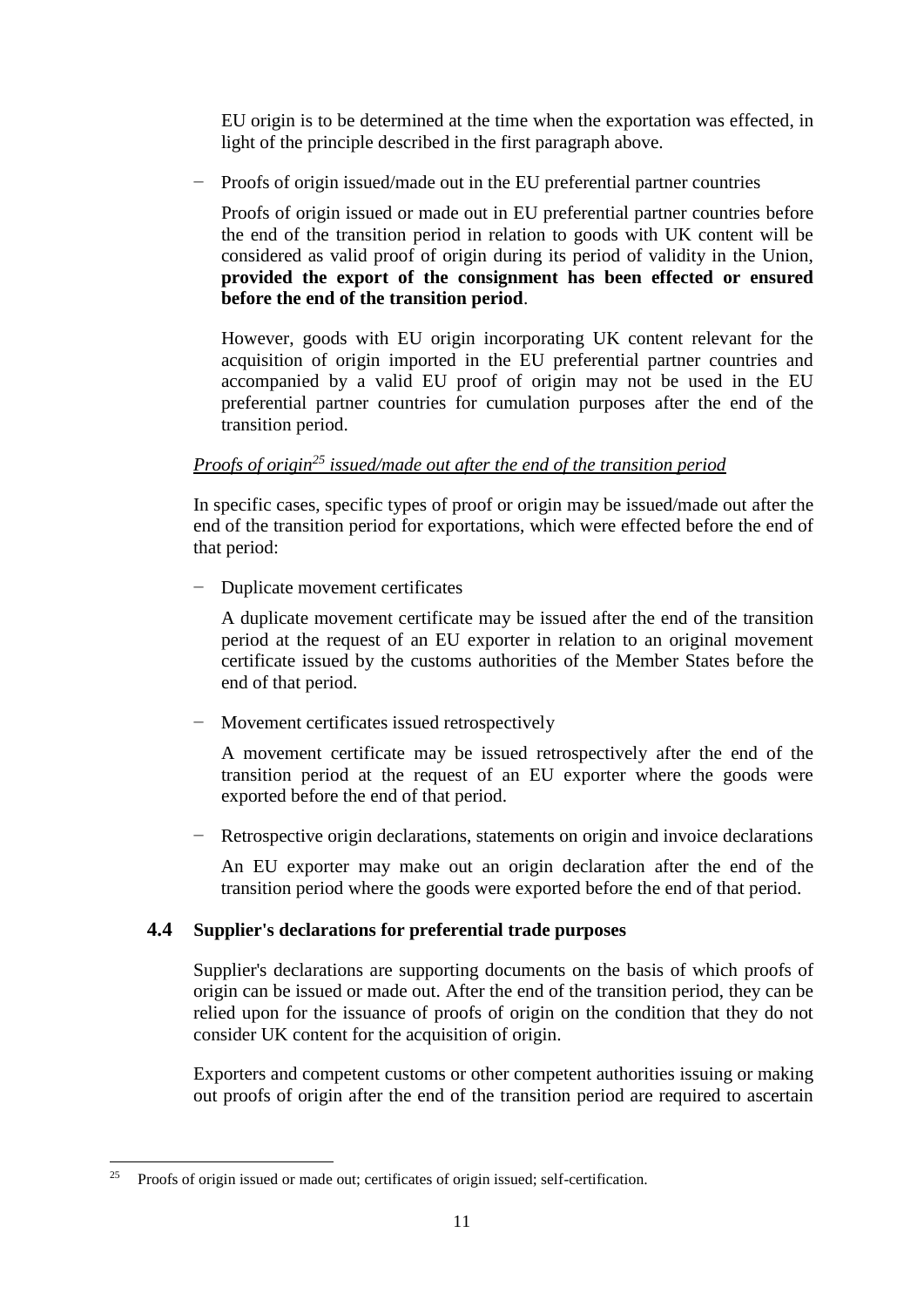EU origin is to be determined at the time when the exportation was effected, in light of the principle described in the first paragraph above.

− Proofs of origin issued/made out in the EU preferential partner countries

  Proofs of origin issued or made out in EU preferential partner countries before the end of the transition period in relation to goods with UK content will be considered as valid proof of origin during its period of validity in the Union, **provided the export of the consignment has been effected or ensured before the end of the transition period**.

  However, goods with EU origin incorporating UK content relevant for the acquisition of origin imported in the EU preferential partner countries and accompanied by a valid EU proof of origin may not be used in the EU preferential partner countries for cumulation purposes after the end of the transition period.

*Proofs of origin[25] issued/made out after the end of the transition period*

In specific cases, specific types of proof or origin may be issued/made out after the end of the transition period for exportations, which were effected before the end of that period:

− Duplicate movement certificates

  A duplicate movement certificate may be issued after the end of the transition period at the request of an EU exporter in relation to an original movement certificate issued by the customs authorities of the Member States before the end of that period.

− Movement certificates issued retrospectively

  A movement certificate may be issued retrospectively after the end of the transition period at the request of an EU exporter where the goods were exported before the end of that period.

− Retrospective origin declarations, statements on origin and invoice declarations

  An EU exporter may make out an origin declaration after the end of the transition period where the goods were exported before the end of that period.

### 4.4 Supplier's declarations for preferential trade purposes

Supplier's declarations are supporting documents on the basis of which proofs of origin can be issued or made out. After the end of the transition period, they can be relied upon for the issuance of proofs of origin on the condition that they do not consider UK content for the acquisition of origin.

Exporters and competent customs or other competent authorities issuing or making out proofs of origin after the end of the transition period are required to ascertain

[25] Proofs of origin issued or made out; certificates of origin issued; self-certification.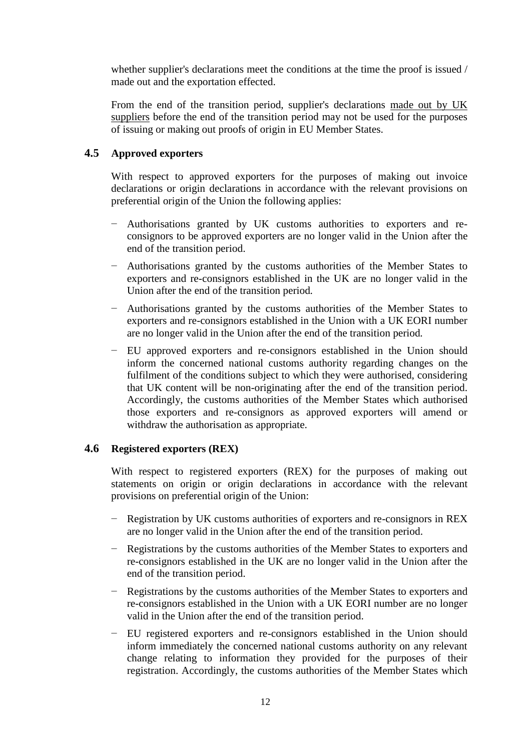whether supplier's declarations meet the conditions at the time the proof is issued / made out and the exportation effected.

From the end of the transition period, supplier's declarations made out by UK suppliers before the end of the transition period may not be used for the purposes of issuing or making out proofs of origin in EU Member States.

### 4.5 Approved exporters

With respect to approved exporters for the purposes of making out invoice declarations or origin declarations in accordance with the relevant provisions on preferential origin of the Union the following applies:

- Authorisations granted by UK customs authorities to exporters and re-consignors to be approved exporters are no longer valid in the Union after the end of the transition period.
- Authorisations granted by the customs authorities of the Member States to exporters and re-consignors established in the UK are no longer valid in the Union after the end of the transition period.
- Authorisations granted by the customs authorities of the Member States to exporters and re-consignors established in the Union with a UK EORI number are no longer valid in the Union after the end of the transition period.
- EU approved exporters and re-consignors established in the Union should inform the concerned national customs authority regarding changes on the fulfilment of the conditions subject to which they were authorised, considering that UK content will be non-originating after the end of the transition period. Accordingly, the customs authorities of the Member States which authorised those exporters and re-consignors as approved exporters will amend or withdraw the authorisation as appropriate.

### 4.6 Registered exporters (REX)

With respect to registered exporters (REX) for the purposes of making out statements on origin or origin declarations in accordance with the relevant provisions on preferential origin of the Union:

- Registration by UK customs authorities of exporters and re-consignors in REX are no longer valid in the Union after the end of the transition period.
- Registrations by the customs authorities of the Member States to exporters and re-consignors established in the UK are no longer valid in the Union after the end of the transition period.
- Registrations by the customs authorities of the Member States to exporters and re-consignors established in the Union with a UK EORI number are no longer valid in the Union after the end of the transition period.
- EU registered exporters and re-consignors established in the Union should inform immediately the concerned national customs authority on any relevant change relating to information they provided for the purposes of their registration. Accordingly, the customs authorities of the Member States which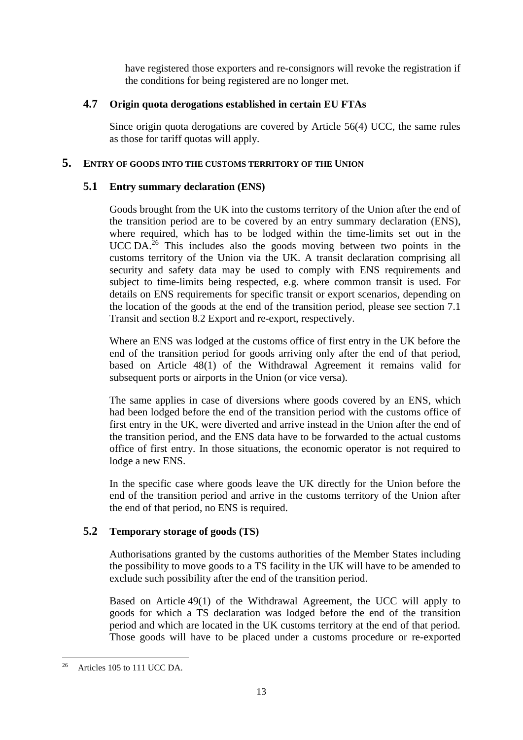have registered those exporters and re-consignors will revoke the registration if the conditions for being registered are no longer met.

### 4.7 Origin quota derogations established in certain EU FTAs

Since origin quota derogations are covered by Article 56(4) UCC, the same rules as those for tariff quotas will apply.

## 5. Entry of goods into the customs territory of the Union

### 5.1 Entry summary declaration (ENS)

Goods brought from the UK into the customs territory of the Union after the end of the transition period are to be covered by an entry summary declaration (ENS), where required, which has to be lodged within the time-limits set out in the UCC DA.[26] This includes also the goods moving between two points in the customs territory of the Union via the UK. A transit declaration comprising all security and safety data may be used to comply with ENS requirements and subject to time-limits being respected, e.g. where common transit is used. For details on ENS requirements for specific transit or export scenarios, depending on the location of the goods at the end of the transition period, please see section 7.1 Transit and section 8.2 Export and re-export, respectively.

Where an ENS was lodged at the customs office of first entry in the UK before the end of the transition period for goods arriving only after the end of that period, based on Article 48(1) of the Withdrawal Agreement it remains valid for subsequent ports or airports in the Union (or vice versa).

The same applies in case of diversions where goods covered by an ENS, which had been lodged before the end of the transition period with the customs office of first entry in the UK, were diverted and arrive instead in the Union after the end of the transition period, and the ENS data have to be forwarded to the actual customs office of first entry. In those situations, the economic operator is not required to lodge a new ENS.

In the specific case where goods leave the UK directly for the Union before the end of the transition period and arrive in the customs territory of the Union after the end of that period, no ENS is required.

### 5.2 Temporary storage of goods (TS)

Authorisations granted by the customs authorities of the Member States including the possibility to move goods to a TS facility in the UK will have to be amended to exclude such possibility after the end of the transition period.

Based on Article 49(1) of the Withdrawal Agreement, the UCC will apply to goods for which a TS declaration was lodged before the end of the transition period and which are located in the UK customs territory at the end of that period. Those goods will have to be placed under a customs procedure or re-exported

---

[26] Articles 105 to 111 UCC DA.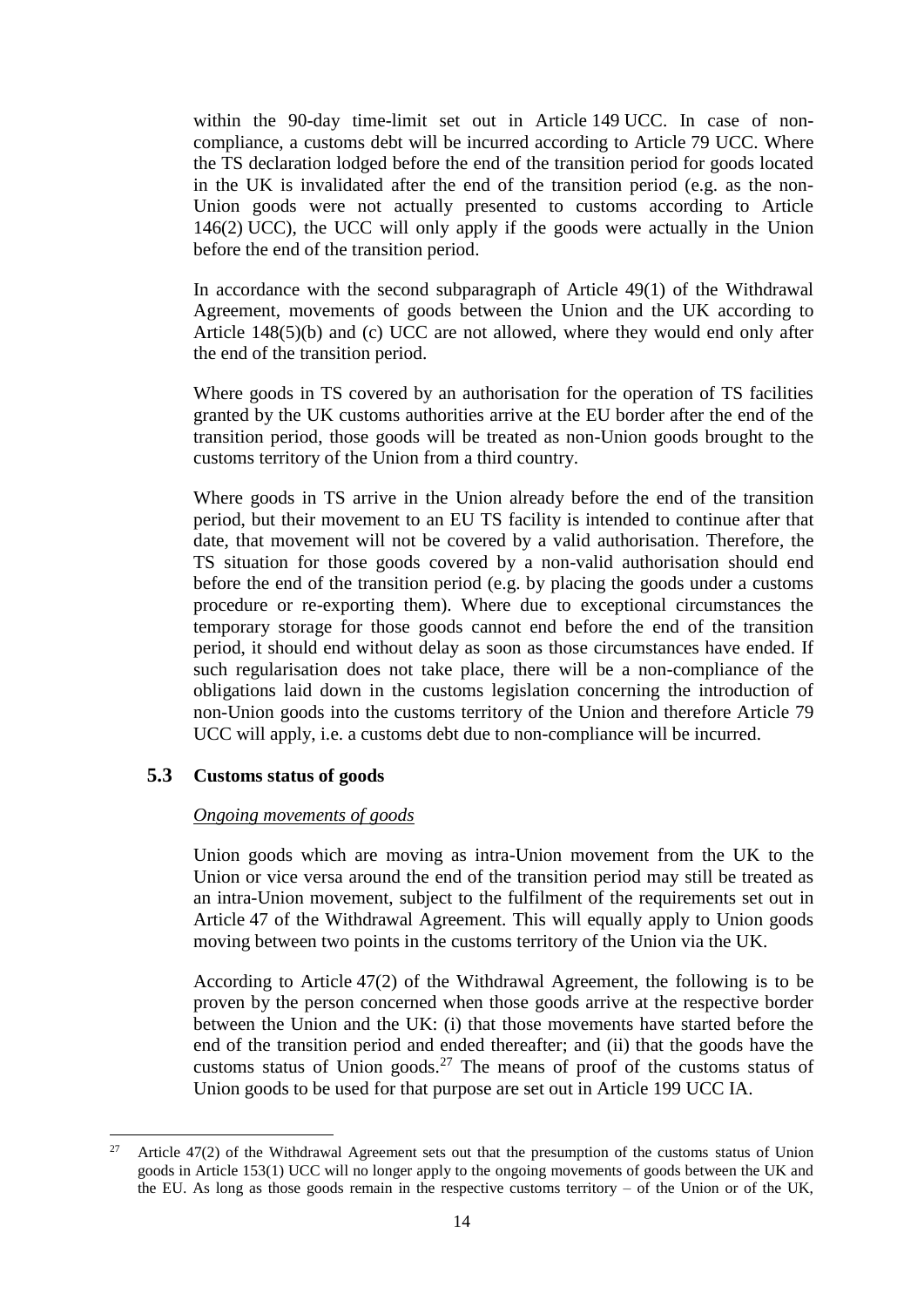within the 90-day time-limit set out in Article 149 UCC. In case of non-compliance, a customs debt will be incurred according to Article 79 UCC. Where the TS declaration lodged before the end of the transition period for goods located in the UK is invalidated after the end of the transition period (e.g. as the non-Union goods were not actually presented to customs according to Article 146(2) UCC), the UCC will only apply if the goods were actually in the Union before the end of the transition period.

In accordance with the second subparagraph of Article 49(1) of the Withdrawal Agreement, movements of goods between the Union and the UK according to Article 148(5)(b) and (c) UCC are not allowed, where they would end only after the end of the transition period.

Where goods in TS covered by an authorisation for the operation of TS facilities granted by the UK customs authorities arrive at the EU border after the end of the transition period, those goods will be treated as non-Union goods brought to the customs territory of the Union from a third country.

Where goods in TS arrive in the Union already before the end of the transition period, but their movement to an EU TS facility is intended to continue after that date, that movement will not be covered by a valid authorisation. Therefore, the TS situation for those goods covered by a non-valid authorisation should end before the end of the transition period (e.g. by placing the goods under a customs procedure or re-exporting them). Where due to exceptional circumstances the temporary storage for those goods cannot end before the end of the transition period, it should end without delay as soon as those circumstances have ended. If such regularisation does not take place, there will be a non-compliance of the obligations laid down in the customs legislation concerning the introduction of non-Union goods into the customs territory of the Union and therefore Article 79 UCC will apply, i.e. a customs debt due to non-compliance will be incurred.

### 5.3 Customs status of goods

*Ongoing movements of goods*

Union goods which are moving as intra-Union movement from the UK to the Union or vice versa around the end of the transition period may still be treated as an intra-Union movement, subject to the fulfilment of the requirements set out in Article 47 of the Withdrawal Agreement. This will equally apply to Union goods moving between two points in the customs territory of the Union via the UK.

According to Article 47(2) of the Withdrawal Agreement, the following is to be proven by the person concerned when those goods arrive at the respective border between the Union and the UK: (i) that those movements have started before the end of the transition period and ended thereafter; and (ii) that the goods have the customs status of Union goods.[27] The means of proof of the customs status of Union goods to be used for that purpose are set out in Article 199 UCC IA.

[27] Article 47(2) of the Withdrawal Agreement sets out that the presumption of the customs status of Union goods in Article 153(1) UCC will no longer apply to the ongoing movements of goods between the UK and the EU. As long as those goods remain in the respective customs territory – of the Union or of the UK,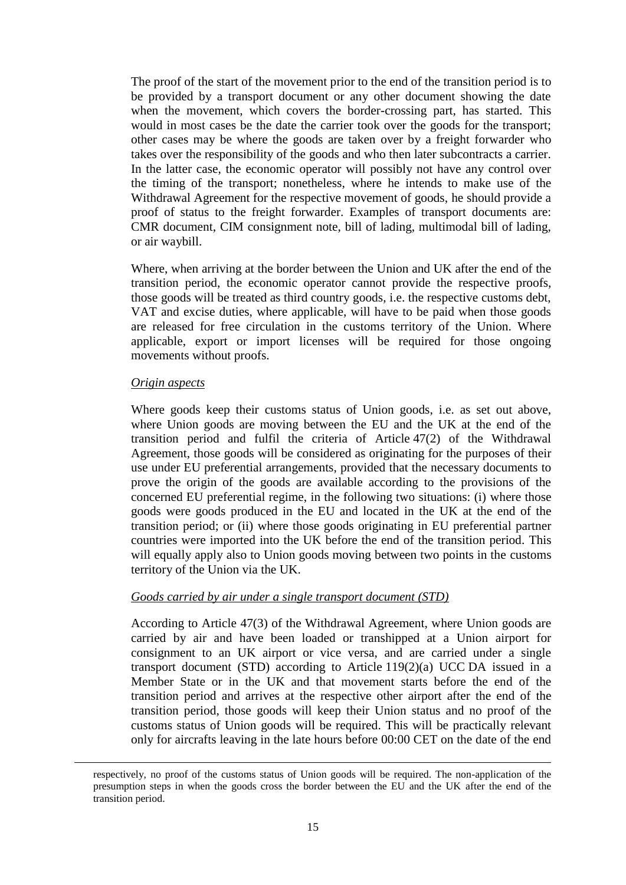The proof of the start of the movement prior to the end of the transition period is to be provided by a transport document or any other document showing the date when the movement, which covers the border-crossing part, has started. This would in most cases be the date the carrier took over the goods for the transport; other cases may be where the goods are taken over by a freight forwarder who takes over the responsibility of the goods and who then later subcontracts a carrier. In the latter case, the economic operator will possibly not have any control over the timing of the transport; nonetheless, where he intends to make use of the Withdrawal Agreement for the respective movement of goods, he should provide a proof of status to the freight forwarder. Examples of transport documents are: CMR document, CIM consignment note, bill of lading, multimodal bill of lading, or air waybill.

Where, when arriving at the border between the Union and UK after the end of the transition period, the economic operator cannot provide the respective proofs, those goods will be treated as third country goods, i.e. the respective customs debt, VAT and excise duties, where applicable, will have to be paid when those goods are released for free circulation in the customs territory of the Union. Where applicable, export or import licenses will be required for those ongoing movements without proofs.

*Origin aspects*

Where goods keep their customs status of Union goods, i.e. as set out above, where Union goods are moving between the EU and the UK at the end of the transition period and fulfil the criteria of Article 47(2) of the Withdrawal Agreement, those goods will be considered as originating for the purposes of their use under EU preferential arrangements, provided that the necessary documents to prove the origin of the goods are available according to the provisions of the concerned EU preferential regime, in the following two situations: (i) where those goods were goods produced in the EU and located in the UK at the end of the transition period; or (ii) where those goods originating in EU preferential partner countries were imported into the UK before the end of the transition period. This will equally apply also to Union goods moving between two points in the customs territory of the Union via the UK.

*Goods carried by air under a single transport document (STD)*

According to Article 47(3) of the Withdrawal Agreement, where Union goods are carried by air and have been loaded or transhipped at a Union airport for consignment to an UK airport or vice versa, and are carried under a single transport document (STD) according to Article 119(2)(a) UCC DA issued in a Member State or in the UK and that movement starts before the end of the transition period and arrives at the respective other airport after the end of the transition period, those goods will keep their Union status and no proof of the customs status of Union goods will be required. This will be practically relevant only for aircrafts leaving in the late hours before 00:00 CET on the date of the end

respectively, no proof of the customs status of Union goods will be required. The non-application of the presumption steps in when the goods cross the border between the EU and the UK after the end of the transition period.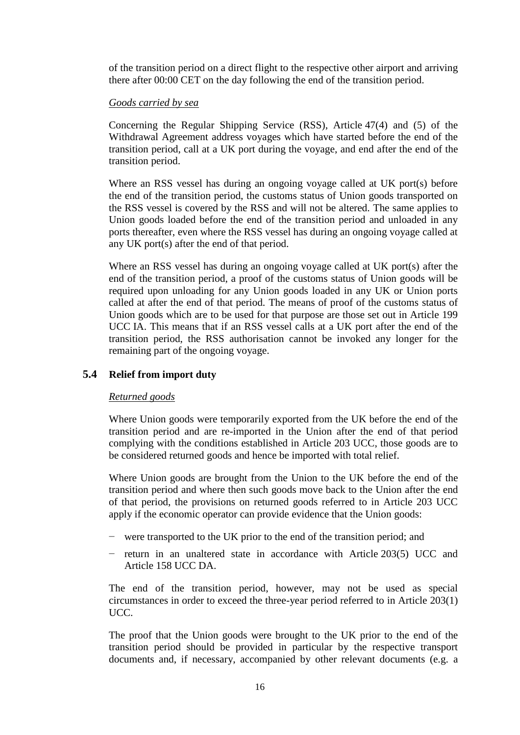of the transition period on a direct flight to the respective other airport and arriving there after 00:00 CET on the day following the end of the transition period.

*Goods carried by sea*

Concerning the Regular Shipping Service (RSS), Article 47(4) and (5) of the Withdrawal Agreement address voyages which have started before the end of the transition period, call at a UK port during the voyage, and end after the end of the transition period.

Where an RSS vessel has during an ongoing voyage called at UK port(s) before the end of the transition period, the customs status of Union goods transported on the RSS vessel is covered by the RSS and will not be altered. The same applies to Union goods loaded before the end of the transition period and unloaded in any ports thereafter, even where the RSS vessel has during an ongoing voyage called at any UK port(s) after the end of that period.

Where an RSS vessel has during an ongoing voyage called at UK port(s) after the end of the transition period, a proof of the customs status of Union goods will be required upon unloading for any Union goods loaded in any UK or Union ports called at after the end of that period. The means of proof of the customs status of Union goods which are to be used for that purpose are those set out in Article 199 UCC IA. This means that if an RSS vessel calls at a UK port after the end of the transition period, the RSS authorisation cannot be invoked any longer for the remaining part of the ongoing voyage.

## 5.4 Relief from import duty

*Returned goods*

Where Union goods were temporarily exported from the UK before the end of the transition period and are re-imported in the Union after the end of that period complying with the conditions established in Article 203 UCC, those goods are to be considered returned goods and hence be imported with total relief.

Where Union goods are brought from the Union to the UK before the end of the transition period and where then such goods move back to the Union after the end of that period, the provisions on returned goods referred to in Article 203 UCC apply if the economic operator can provide evidence that the Union goods:

- were transported to the UK prior to the end of the transition period; and
- return in an unaltered state in accordance with Article 203(5) UCC and Article 158 UCC DA.

The end of the transition period, however, may not be used as special circumstances in order to exceed the three-year period referred to in Article 203(1) UCC.

The proof that the Union goods were brought to the UK prior to the end of the transition period should be provided in particular by the respective transport documents and, if necessary, accompanied by other relevant documents (e.g. a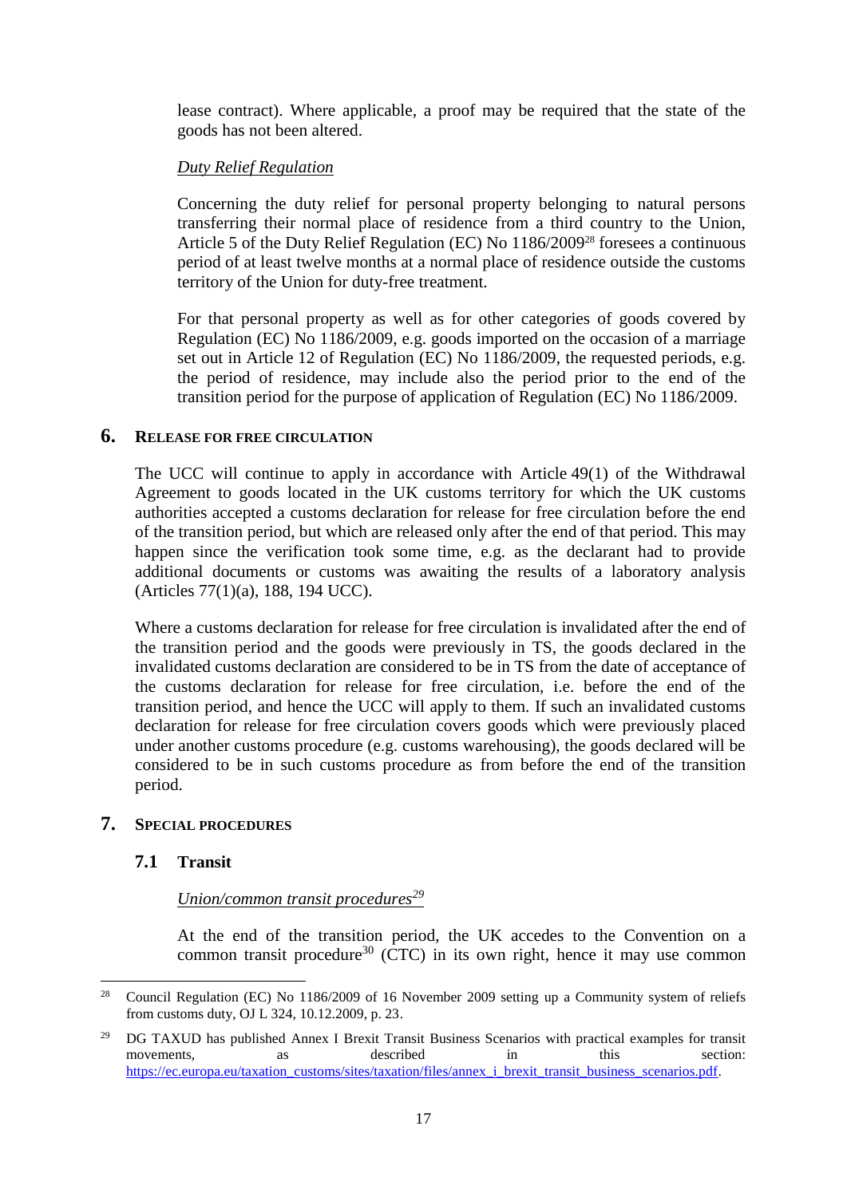lease contract). Where applicable, a proof may be required that the state of the goods has not been altered.

*Duty Relief Regulation*

Concerning the duty relief for personal property belonging to natural persons transferring their normal place of residence from a third country to the Union, Article 5 of the Duty Relief Regulation (EC) No 1186/2009[28] foresees a continuous period of at least twelve months at a normal place of residence outside the customs territory of the Union for duty-free treatment.

For that personal property as well as for other categories of goods covered by Regulation (EC) No 1186/2009, e.g. goods imported on the occasion of a marriage set out in Article 12 of Regulation (EC) No 1186/2009, the requested periods, e.g. the period of residence, may include also the period prior to the end of the transition period for the purpose of application of Regulation (EC) No 1186/2009.

## 6. Release for free circulation

The UCC will continue to apply in accordance with Article 49(1) of the Withdrawal Agreement to goods located in the UK customs territory for which the UK customs authorities accepted a customs declaration for release for free circulation before the end of the transition period, but which are released only after the end of that period. This may happen since the verification took some time, e.g. as the declarant had to provide additional documents or customs was awaiting the results of a laboratory analysis (Articles 77(1)(a), 188, 194 UCC).

Where a customs declaration for release for free circulation is invalidated after the end of the transition period and the goods were previously in TS, the goods declared in the invalidated customs declaration are considered to be in TS from the date of acceptance of the customs declaration for release for free circulation, i.e. before the end of the transition period, and hence the UCC will apply to them. If such an invalidated customs declaration for release for free circulation covers goods which were previously placed under another customs procedure (e.g. customs warehousing), the goods declared will be considered to be in such customs procedure as from before the end of the transition period.

## 7. Special procedures

### 7.1 Transit

*Union/common transit procedures*[29]

At the end of the transition period, the UK accedes to the Convention on a common transit procedure[30] (CTC) in its own right, hence it may use common

---

[28] Council Regulation (EC) No 1186/2009 of 16 November 2009 setting up a Community system of reliefs from customs duty, OJ L 324, 10.12.2009, p. 23.

[29] DG TAXUD has published Annex I Brexit Transit Business Scenarios with practical examples for transit movements, as described in this section: https://ec.europa.eu/taxation_customs/sites/taxation/files/annex_i_brexit_transit_business_scenarios.pdf.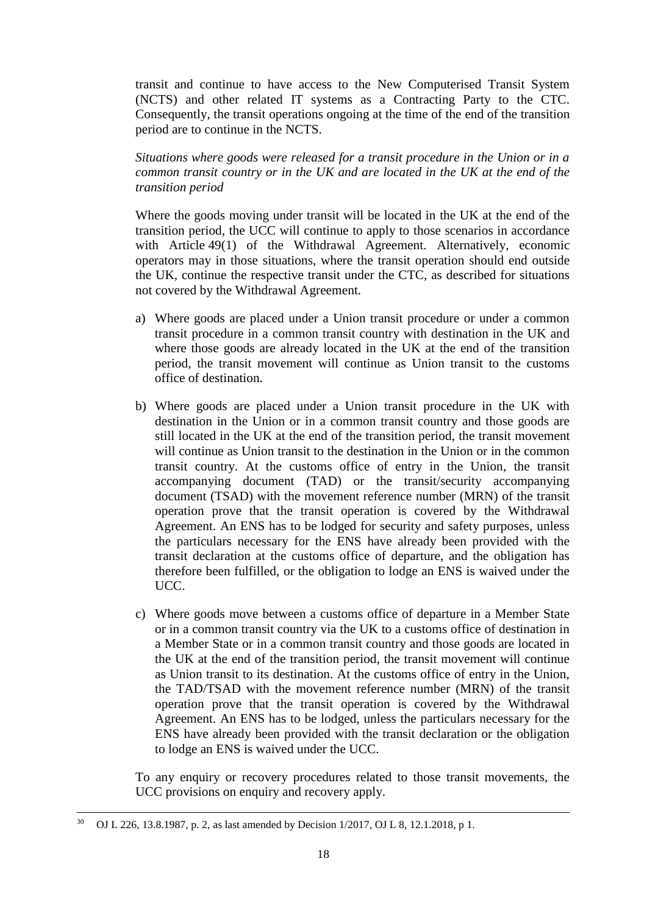transit and continue to have access to the New Computerised Transit System (NCTS) and other related IT systems as a Contracting Party to the CTC. Consequently, the transit operations ongoing at the time of the end of the transition period are to continue in the NCTS.

*Situations where goods were released for a transit procedure in the Union or in a common transit country or in the UK and are located in the UK at the end of the transition period*

Where the goods moving under transit will be located in the UK at the end of the transition period, the UCC will continue to apply to those scenarios in accordance with Article 49(1) of the Withdrawal Agreement. Alternatively, economic operators may in those situations, where the transit operation should end outside the UK, continue the respective transit under the CTC, as described for situations not covered by the Withdrawal Agreement.

a) Where goods are placed under a Union transit procedure or under a common transit procedure in a common transit country with destination in the UK and where those goods are already located in the UK at the end of the transition period, the transit movement will continue as Union transit to the customs office of destination.

b) Where goods are placed under a Union transit procedure in the UK with destination in the Union or in a common transit country and those goods are still located in the UK at the end of the transition period, the transit movement will continue as Union transit to the destination in the Union or in the common transit country. At the customs office of entry in the Union, the transit accompanying document (TAD) or the transit/security accompanying document (TSAD) with the movement reference number (MRN) of the transit operation prove that the transit operation is covered by the Withdrawal Agreement. An ENS has to be lodged for security and safety purposes, unless the particulars necessary for the ENS have already been provided with the transit declaration at the customs office of departure, and the obligation has therefore been fulfilled, or the obligation to lodge an ENS is waived under the UCC.

c) Where goods move between a customs office of departure in a Member State or in a common transit country via the UK to a customs office of destination in a Member State or in a common transit country and those goods are located in the UK at the end of the transition period, the transit movement will continue as Union transit to its destination. At the customs office of entry in the Union, the TAD/TSAD with the movement reference number (MRN) of the transit operation prove that the transit operation is covered by the Withdrawal Agreement. An ENS has to be lodged, unless the particulars necessary for the ENS have already been provided with the transit declaration or the obligation to lodge an ENS is waived under the UCC.

To any enquiry or recovery procedures related to those transit movements, the UCC provisions on enquiry and recovery apply.

---

[30] OJ L 226, 13.8.1987, p. 2, as last amended by Decision 1/2017, OJ L 8, 12.1.2018, p 1.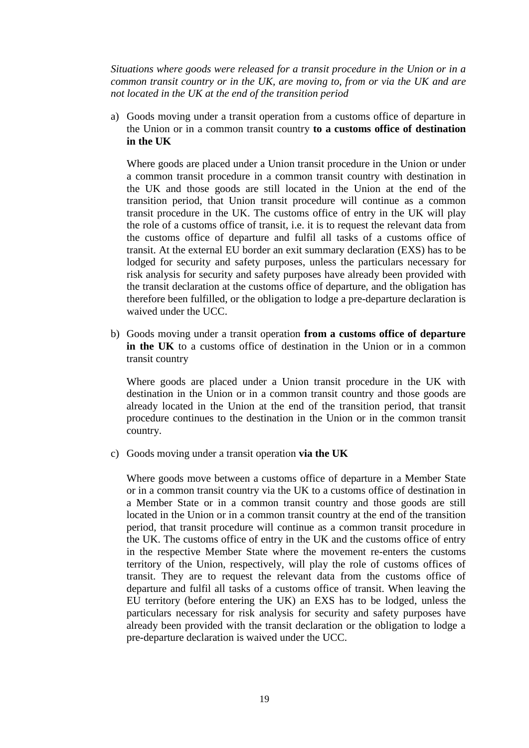*Situations where goods were released for a transit procedure in the Union or in a common transit country or in the UK, are moving to, from or via the UK and are not located in the UK at the end of the transition period*

a) Goods moving under a transit operation from a customs office of departure in the Union or in a common transit country **to a customs office of destination in the UK**

   Where goods are placed under a Union transit procedure in the Union or under a common transit procedure in a common transit country with destination in the UK and those goods are still located in the Union at the end of the transition period, that Union transit procedure will continue as a common transit procedure in the UK. The customs office of entry in the UK will play the role of a customs office of transit, i.e. it is to request the relevant data from the customs office of departure and fulfil all tasks of a customs office of transit. At the external EU border an exit summary declaration (EXS) has to be lodged for security and safety purposes, unless the particulars necessary for risk analysis for security and safety purposes have already been provided with the transit declaration at the customs office of departure, and the obligation has therefore been fulfilled, or the obligation to lodge a pre-departure declaration is waived under the UCC.

b) Goods moving under a transit operation **from a customs office of departure in the UK** to a customs office of destination in the Union or in a common transit country

   Where goods are placed under a Union transit procedure in the UK with destination in the Union or in a common transit country and those goods are already located in the Union at the end of the transition period, that transit procedure continues to the destination in the Union or in the common transit country.

c) Goods moving under a transit operation **via the UK**

   Where goods move between a customs office of departure in a Member State or in a common transit country via the UK to a customs office of destination in a Member State or in a common transit country and those goods are still located in the Union or in a common transit country at the end of the transition period, that transit procedure will continue as a common transit procedure in the UK. The customs office of entry in the UK and the customs office of entry in the respective Member State where the movement re-enters the customs territory of the Union, respectively, will play the role of customs offices of transit. They are to request the relevant data from the customs office of departure and fulfil all tasks of a customs office of transit. When leaving the EU territory (before entering the UK) an EXS has to be lodged, unless the particulars necessary for risk analysis for security and safety purposes have already been provided with the transit declaration or the obligation to lodge a pre-departure declaration is waived under the UCC.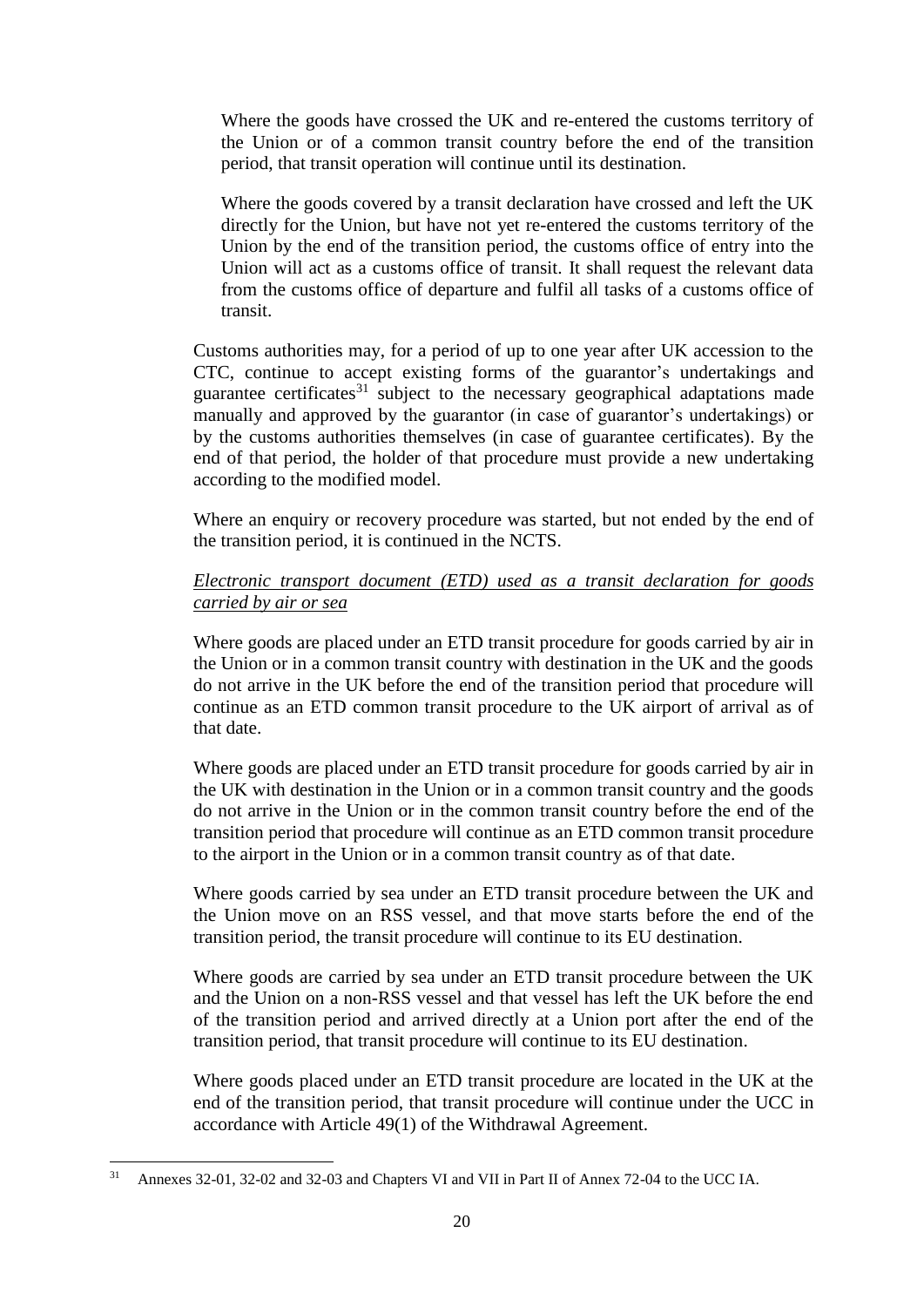Where the goods have crossed the UK and re-entered the customs territory of the Union or of a common transit country before the end of the transition period, that transit operation will continue until its destination.

Where the goods covered by a transit declaration have crossed and left the UK directly for the Union, but have not yet re-entered the customs territory of the Union by the end of the transition period, the customs office of entry into the Union will act as a customs office of transit. It shall request the relevant data from the customs office of departure and fulfil all tasks of a customs office of transit.

Customs authorities may, for a period of up to one year after UK accession to the CTC, continue to accept existing forms of the guarantor's undertakings and guarantee certificates[31] subject to the necessary geographical adaptations made manually and approved by the guarantor (in case of guarantor's undertakings) or by the customs authorities themselves (in case of guarantee certificates). By the end of that period, the holder of that procedure must provide a new undertaking according to the modified model.

Where an enquiry or recovery procedure was started, but not ended by the end of the transition period, it is continued in the NCTS.

*Electronic transport document (ETD) used as a transit declaration for goods carried by air or sea*

Where goods are placed under an ETD transit procedure for goods carried by air in the Union or in a common transit country with destination in the UK and the goods do not arrive in the UK before the end of the transition period that procedure will continue as an ETD common transit procedure to the UK airport of arrival as of that date.

Where goods are placed under an ETD transit procedure for goods carried by air in the UK with destination in the Union or in a common transit country and the goods do not arrive in the Union or in the common transit country before the end of the transition period that procedure will continue as an ETD common transit procedure to the airport in the Union or in a common transit country as of that date.

Where goods carried by sea under an ETD transit procedure between the UK and the Union move on an RSS vessel, and that move starts before the end of the transition period, the transit procedure will continue to its EU destination.

Where goods are carried by sea under an ETD transit procedure between the UK and the Union on a non-RSS vessel and that vessel has left the UK before the end of the transition period and arrived directly at a Union port after the end of the transition period, that transit procedure will continue to its EU destination.

Where goods placed under an ETD transit procedure are located in the UK at the end of the transition period, that transit procedure will continue under the UCC in accordance with Article 49(1) of the Withdrawal Agreement.

[31] Annexes 32-01, 32-02 and 32-03 and Chapters VI and VII in Part II of Annex 72-04 to the UCC IA.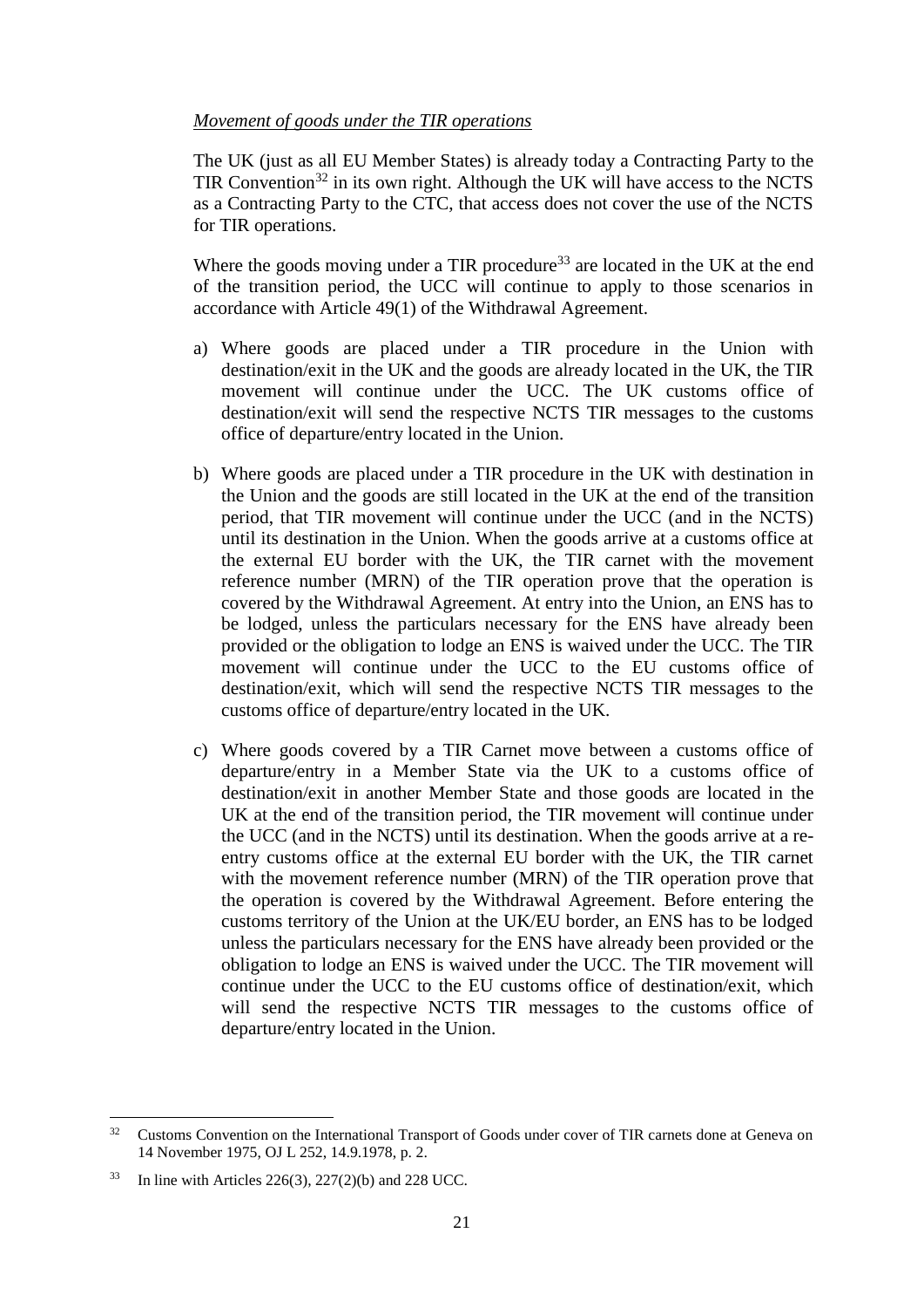*Movement of goods under the TIR operations*

The UK (just as all EU Member States) is already today a Contracting Party to the TIR Convention[32] in its own right. Although the UK will have access to the NCTS as a Contracting Party to the CTC, that access does not cover the use of the NCTS for TIR operations.

Where the goods moving under a TIR procedure[33] are located in the UK at the end of the transition period, the UCC will continue to apply to those scenarios in accordance with Article 49(1) of the Withdrawal Agreement.

a) Where goods are placed under a TIR procedure in the Union with destination/exit in the UK and the goods are already located in the UK, the TIR movement will continue under the UCC. The UK customs office of destination/exit will send the respective NCTS TIR messages to the customs office of departure/entry located in the Union.

b) Where goods are placed under a TIR procedure in the UK with destination in the Union and the goods are still located in the UK at the end of the transition period, that TIR movement will continue under the UCC (and in the NCTS) until its destination in the Union. When the goods arrive at a customs office at the external EU border with the UK, the TIR carnet with the movement reference number (MRN) of the TIR operation prove that the operation is covered by the Withdrawal Agreement. At entry into the Union, an ENS has to be lodged, unless the particulars necessary for the ENS have already been provided or the obligation to lodge an ENS is waived under the UCC. The TIR movement will continue under the UCC to the EU customs office of destination/exit, which will send the respective NCTS TIR messages to the customs office of departure/entry located in the UK.

c) Where goods covered by a TIR Carnet move between a customs office of departure/entry in a Member State via the UK to a customs office of destination/exit in another Member State and those goods are located in the UK at the end of the transition period, the TIR movement will continue under the UCC (and in the NCTS) until its destination. When the goods arrive at a re-entry customs office at the external EU border with the UK, the TIR carnet with the movement reference number (MRN) of the TIR operation prove that the operation is covered by the Withdrawal Agreement. Before entering the customs territory of the Union at the UK/EU border, an ENS has to be lodged unless the particulars necessary for the ENS have already been provided or the obligation to lodge an ENS is waived under the UCC. The TIR movement will continue under the UCC to the EU customs office of destination/exit, which will send the respective NCTS TIR messages to the customs office of departure/entry located in the Union.

---

[32] Customs Convention on the International Transport of Goods under cover of TIR carnets done at Geneva on 14 November 1975, OJ L 252, 14.9.1978, p. 2.

[33] In line with Articles 226(3), 227(2)(b) and 228 UCC.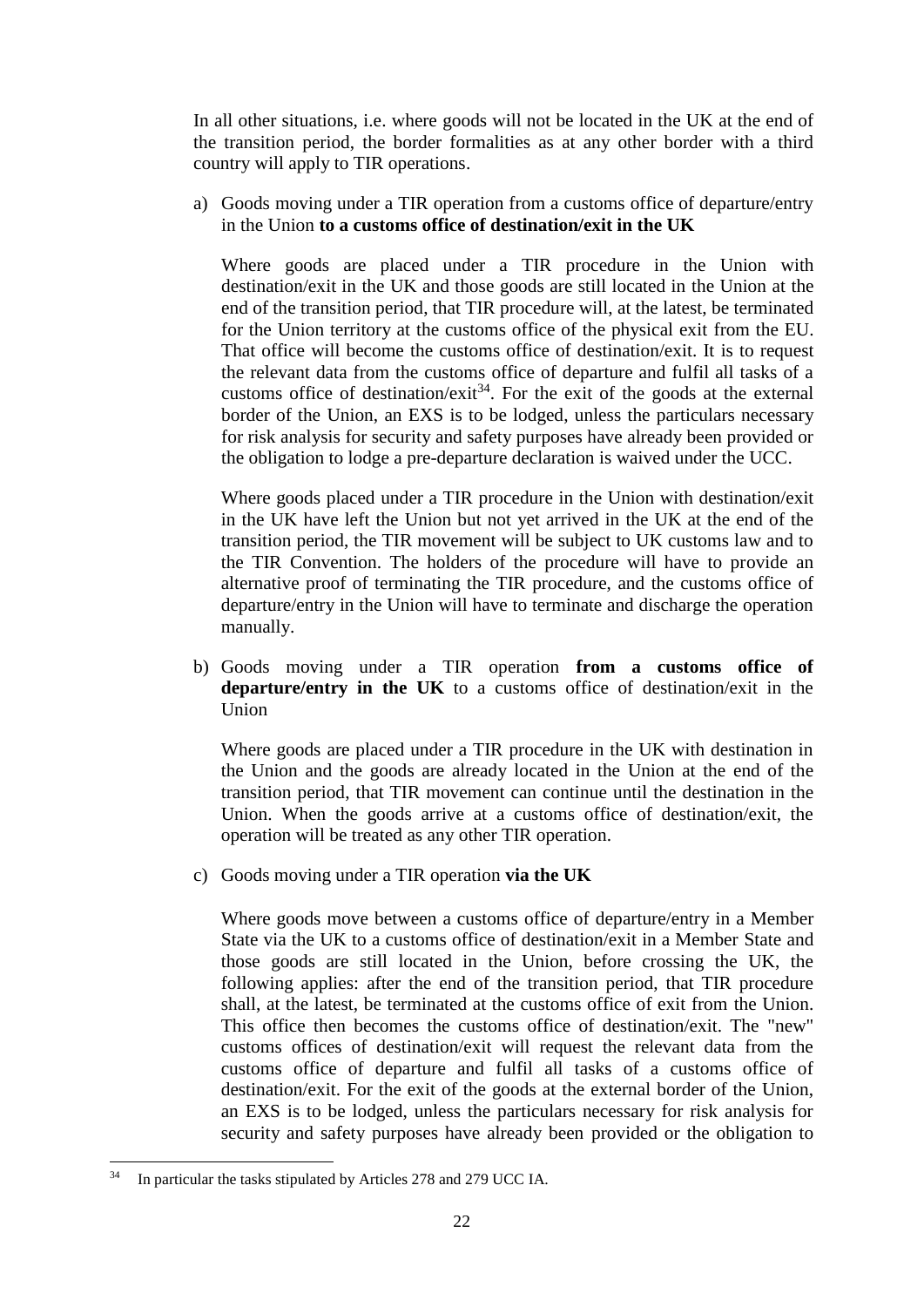In all other situations, i.e. where goods will not be located in the UK at the end of the transition period, the border formalities as at any other border with a third country will apply to TIR operations.

a) Goods moving under a TIR operation from a customs office of departure/entry in the Union **to a customs office of destination/exit in the UK**

   Where goods are placed under a TIR procedure in the Union with destination/exit in the UK and those goods are still located in the Union at the end of the transition period, that TIR procedure will, at the latest, be terminated for the Union territory at the customs office of the physical exit from the EU. That office will become the customs office of destination/exit. It is to request the relevant data from the customs office of departure and fulfil all tasks of a customs office of destination/exit[34]. For the exit of the goods at the external border of the Union, an EXS is to be lodged, unless the particulars necessary for risk analysis for security and safety purposes have already been provided or the obligation to lodge a pre-departure declaration is waived under the UCC.

   Where goods placed under a TIR procedure in the Union with destination/exit in the UK have left the Union but not yet arrived in the UK at the end of the transition period, the TIR movement will be subject to UK customs law and to the TIR Convention. The holders of the procedure will have to provide an alternative proof of terminating the TIR procedure, and the customs office of departure/entry in the Union will have to terminate and discharge the operation manually.

b) Goods moving under a TIR operation **from a customs office of departure/entry in the UK** to a customs office of destination/exit in the Union

   Where goods are placed under a TIR procedure in the UK with destination in the Union and the goods are already located in the Union at the end of the transition period, that TIR movement can continue until the destination in the Union. When the goods arrive at a customs office of destination/exit, the operation will be treated as any other TIR operation.

c) Goods moving under a TIR operation **via the UK**

   Where goods move between a customs office of departure/entry in a Member State via the UK to a customs office of destination/exit in a Member State and those goods are still located in the Union, before crossing the UK, the following applies: after the end of the transition period, that TIR procedure shall, at the latest, be terminated at the customs office of exit from the Union. This office then becomes the customs office of destination/exit. The "new" customs offices of destination/exit will request the relevant data from the customs office of departure and fulfil all tasks of a customs office of destination/exit. For the exit of the goods at the external border of the Union, an EXS is to be lodged, unless the particulars necessary for risk analysis for security and safety purposes have already been provided or the obligation to

---

[34] In particular the tasks stipulated by Articles 278 and 279 UCC IA.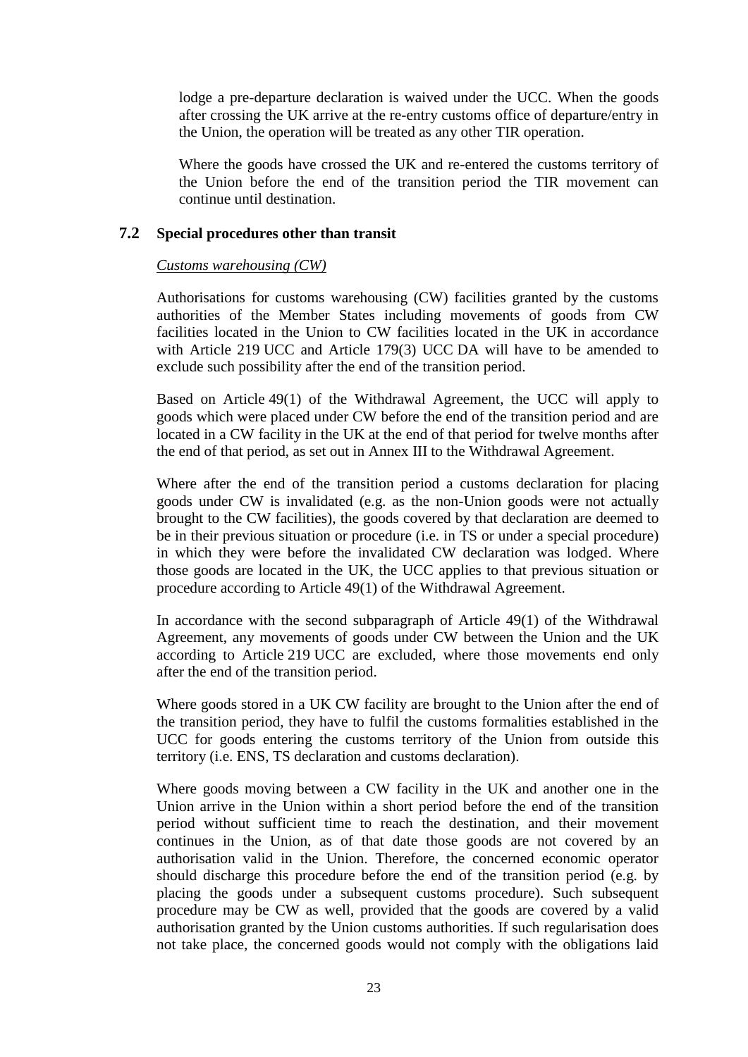lodge a pre-departure declaration is waived under the UCC. When the goods after crossing the UK arrive at the re-entry customs office of departure/entry in the Union, the operation will be treated as any other TIR operation.

Where the goods have crossed the UK and re-entered the customs territory of the Union before the end of the transition period the TIR movement can continue until destination.

## 7.2 Special procedures other than transit

*Customs warehousing (CW)*

Authorisations for customs warehousing (CW) facilities granted by the customs authorities of the Member States including movements of goods from CW facilities located in the Union to CW facilities located in the UK in accordance with Article 219 UCC and Article 179(3) UCC DA will have to be amended to exclude such possibility after the end of the transition period.

Based on Article 49(1) of the Withdrawal Agreement, the UCC will apply to goods which were placed under CW before the end of the transition period and are located in a CW facility in the UK at the end of that period for twelve months after the end of that period, as set out in Annex III to the Withdrawal Agreement.

Where after the end of the transition period a customs declaration for placing goods under CW is invalidated (e.g. as the non-Union goods were not actually brought to the CW facilities), the goods covered by that declaration are deemed to be in their previous situation or procedure (i.e. in TS or under a special procedure) in which they were before the invalidated CW declaration was lodged. Where those goods are located in the UK, the UCC applies to that previous situation or procedure according to Article 49(1) of the Withdrawal Agreement.

In accordance with the second subparagraph of Article 49(1) of the Withdrawal Agreement, any movements of goods under CW between the Union and the UK according to Article 219 UCC are excluded, where those movements end only after the end of the transition period.

Where goods stored in a UK CW facility are brought to the Union after the end of the transition period, they have to fulfil the customs formalities established in the UCC for goods entering the customs territory of the Union from outside this territory (i.e. ENS, TS declaration and customs declaration).

Where goods moving between a CW facility in the UK and another one in the Union arrive in the Union within a short period before the end of the transition period without sufficient time to reach the destination, and their movement continues in the Union, as of that date those goods are not covered by an authorisation valid in the Union. Therefore, the concerned economic operator should discharge this procedure before the end of the transition period (e.g. by placing the goods under a subsequent customs procedure). Such subsequent procedure may be CW as well, provided that the goods are covered by a valid authorisation granted by the Union customs authorities. If such regularisation does not take place, the concerned goods would not comply with the obligations laid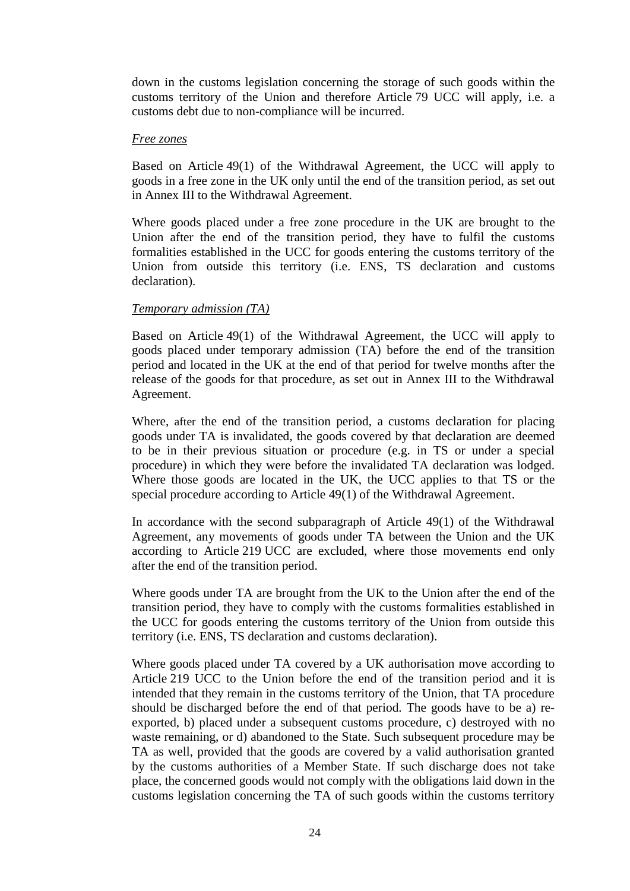down in the customs legislation concerning the storage of such goods within the customs territory of the Union and therefore Article 79 UCC will apply, i.e. a customs debt due to non-compliance will be incurred.

*Free zones*

Based on Article 49(1) of the Withdrawal Agreement, the UCC will apply to goods in a free zone in the UK only until the end of the transition period, as set out in Annex III to the Withdrawal Agreement.

Where goods placed under a free zone procedure in the UK are brought to the Union after the end of the transition period, they have to fulfil the customs formalities established in the UCC for goods entering the customs territory of the Union from outside this territory (i.e. ENS, TS declaration and customs declaration).

*Temporary admission (TA)*

Based on Article 49(1) of the Withdrawal Agreement, the UCC will apply to goods placed under temporary admission (TA) before the end of the transition period and located in the UK at the end of that period for twelve months after the release of the goods for that procedure, as set out in Annex III to the Withdrawal Agreement.

Where, after the end of the transition period, a customs declaration for placing goods under TA is invalidated, the goods covered by that declaration are deemed to be in their previous situation or procedure (e.g. in TS or under a special procedure) in which they were before the invalidated TA declaration was lodged. Where those goods are located in the UK, the UCC applies to that TS or the special procedure according to Article 49(1) of the Withdrawal Agreement.

In accordance with the second subparagraph of Article 49(1) of the Withdrawal Agreement, any movements of goods under TA between the Union and the UK according to Article 219 UCC are excluded, where those movements end only after the end of the transition period.

Where goods under TA are brought from the UK to the Union after the end of the transition period, they have to comply with the customs formalities established in the UCC for goods entering the customs territory of the Union from outside this territory (i.e. ENS, TS declaration and customs declaration).

Where goods placed under TA covered by a UK authorisation move according to Article 219 UCC to the Union before the end of the transition period and it is intended that they remain in the customs territory of the Union, that TA procedure should be discharged before the end of that period. The goods have to be a) re-exported, b) placed under a subsequent customs procedure, c) destroyed with no waste remaining, or d) abandoned to the State. Such subsequent procedure may be TA as well, provided that the goods are covered by a valid authorisation granted by the customs authorities of a Member State. If such discharge does not take place, the concerned goods would not comply with the obligations laid down in the customs legislation concerning the TA of such goods within the customs territory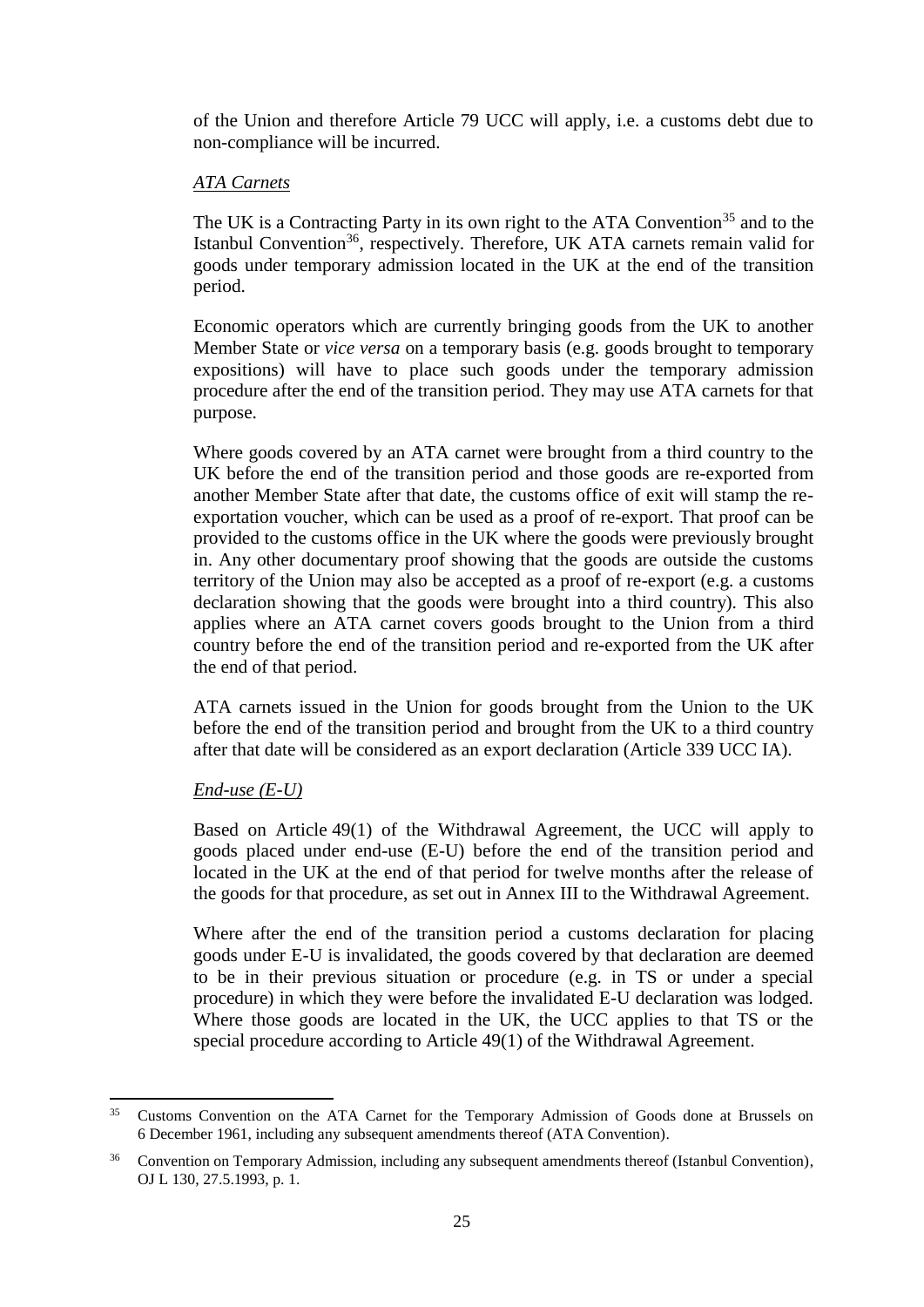of the Union and therefore Article 79 UCC will apply, i.e. a customs debt due to non-compliance will be incurred.

*ATA Carnets*

The UK is a Contracting Party in its own right to the ATA Convention[35] and to the Istanbul Convention[36], respectively. Therefore, UK ATA carnets remain valid for goods under temporary admission located in the UK at the end of the transition period.

Economic operators which are currently bringing goods from the UK to another Member State or *vice versa* on a temporary basis (e.g. goods brought to temporary expositions) will have to place such goods under the temporary admission procedure after the end of the transition period. They may use ATA carnets for that purpose.

Where goods covered by an ATA carnet were brought from a third country to the UK before the end of the transition period and those goods are re-exported from another Member State after that date, the customs office of exit will stamp the re-exportation voucher, which can be used as a proof of re-export. That proof can be provided to the customs office in the UK where the goods were previously brought in. Any other documentary proof showing that the goods are outside the customs territory of the Union may also be accepted as a proof of re-export (e.g. a customs declaration showing that the goods were brought into a third country). This also applies where an ATA carnet covers goods brought to the Union from a third country before the end of the transition period and re-exported from the UK after the end of that period.

ATA carnets issued in the Union for goods brought from the Union to the UK before the end of the transition period and brought from the UK to a third country after that date will be considered as an export declaration (Article 339 UCC IA).

*End-use (E-U)*

Based on Article 49(1) of the Withdrawal Agreement, the UCC will apply to goods placed under end-use (E-U) before the end of the transition period and located in the UK at the end of that period for twelve months after the release of the goods for that procedure, as set out in Annex III to the Withdrawal Agreement.

Where after the end of the transition period a customs declaration for placing goods under E-U is invalidated, the goods covered by that declaration are deemed to be in their previous situation or procedure (e.g. in TS or under a special procedure) in which they were before the invalidated E-U declaration was lodged. Where those goods are located in the UK, the UCC applies to that TS or the special procedure according to Article 49(1) of the Withdrawal Agreement.

---

[35] Customs Convention on the ATA Carnet for the Temporary Admission of Goods done at Brussels on 6 December 1961, including any subsequent amendments thereof (ATA Convention).

[36] Convention on Temporary Admission, including any subsequent amendments thereof (Istanbul Convention), OJ L 130, 27.5.1993, p. 1.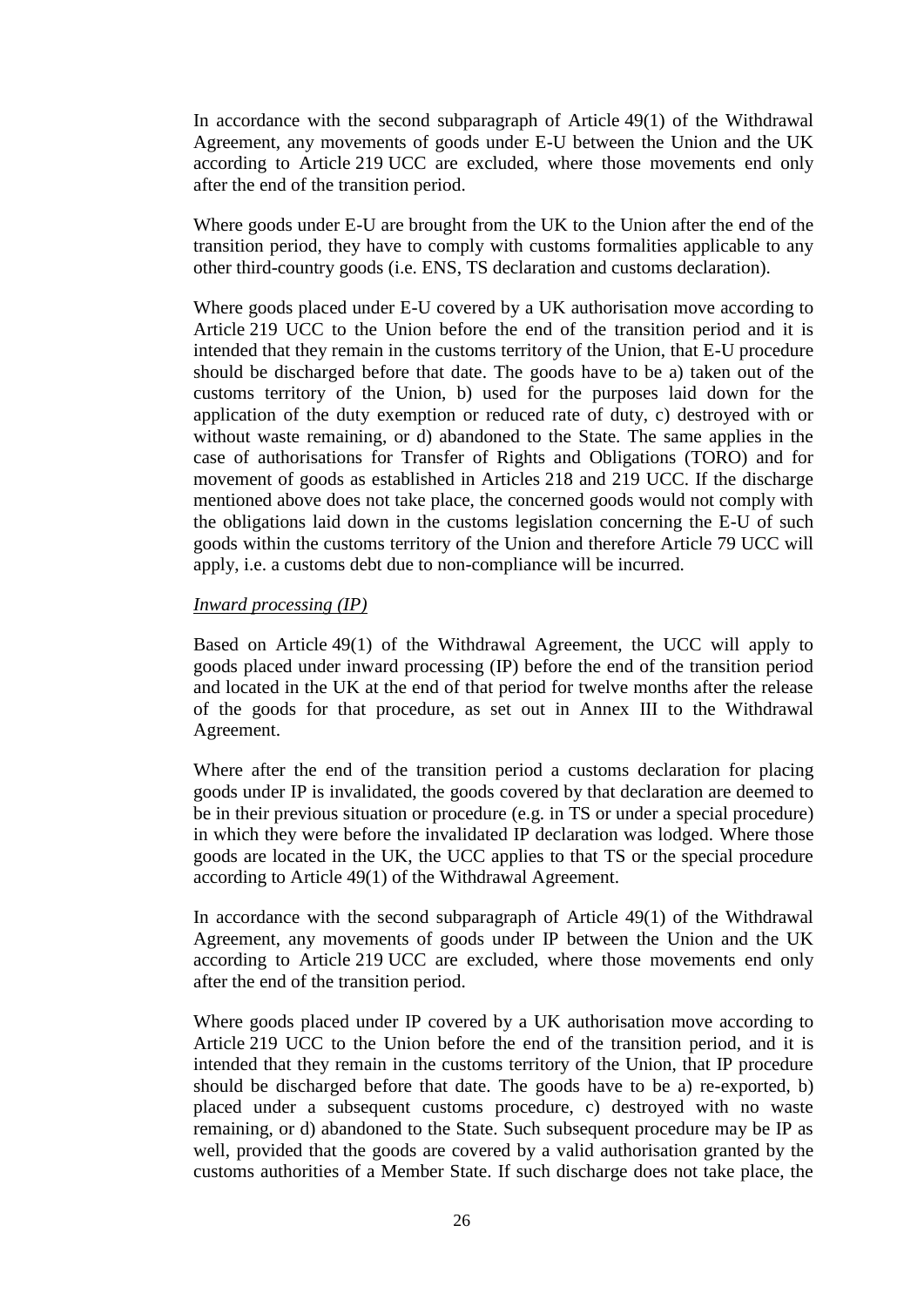In accordance with the second subparagraph of Article 49(1) of the Withdrawal Agreement, any movements of goods under E-U between the Union and the UK according to Article 219 UCC are excluded, where those movements end only after the end of the transition period.

Where goods under E-U are brought from the UK to the Union after the end of the transition period, they have to comply with customs formalities applicable to any other third-country goods (i.e. ENS, TS declaration and customs declaration).

Where goods placed under E-U covered by a UK authorisation move according to Article 219 UCC to the Union before the end of the transition period and it is intended that they remain in the customs territory of the Union, that E-U procedure should be discharged before that date. The goods have to be a) taken out of the customs territory of the Union, b) used for the purposes laid down for the application of the duty exemption or reduced rate of duty, c) destroyed with or without waste remaining, or d) abandoned to the State. The same applies in the case of authorisations for Transfer of Rights and Obligations (TORO) and for movement of goods as established in Articles 218 and 219 UCC. If the discharge mentioned above does not take place, the concerned goods would not comply with the obligations laid down in the customs legislation concerning the E-U of such goods within the customs territory of the Union and therefore Article 79 UCC will apply, i.e. a customs debt due to non-compliance will be incurred.

*Inward processing (IP)*

Based on Article 49(1) of the Withdrawal Agreement, the UCC will apply to goods placed under inward processing (IP) before the end of the transition period and located in the UK at the end of that period for twelve months after the release of the goods for that procedure, as set out in Annex III to the Withdrawal Agreement.

Where after the end of the transition period a customs declaration for placing goods under IP is invalidated, the goods covered by that declaration are deemed to be in their previous situation or procedure (e.g. in TS or under a special procedure) in which they were before the invalidated IP declaration was lodged. Where those goods are located in the UK, the UCC applies to that TS or the special procedure according to Article 49(1) of the Withdrawal Agreement.

In accordance with the second subparagraph of Article 49(1) of the Withdrawal Agreement, any movements of goods under IP between the Union and the UK according to Article 219 UCC are excluded, where those movements end only after the end of the transition period.

Where goods placed under IP covered by a UK authorisation move according to Article 219 UCC to the Union before the end of the transition period, and it is intended that they remain in the customs territory of the Union, that IP procedure should be discharged before that date. The goods have to be a) re-exported, b) placed under a subsequent customs procedure, c) destroyed with no waste remaining, or d) abandoned to the State. Such subsequent procedure may be IP as well, provided that the goods are covered by a valid authorisation granted by the customs authorities of a Member State. If such discharge does not take place, the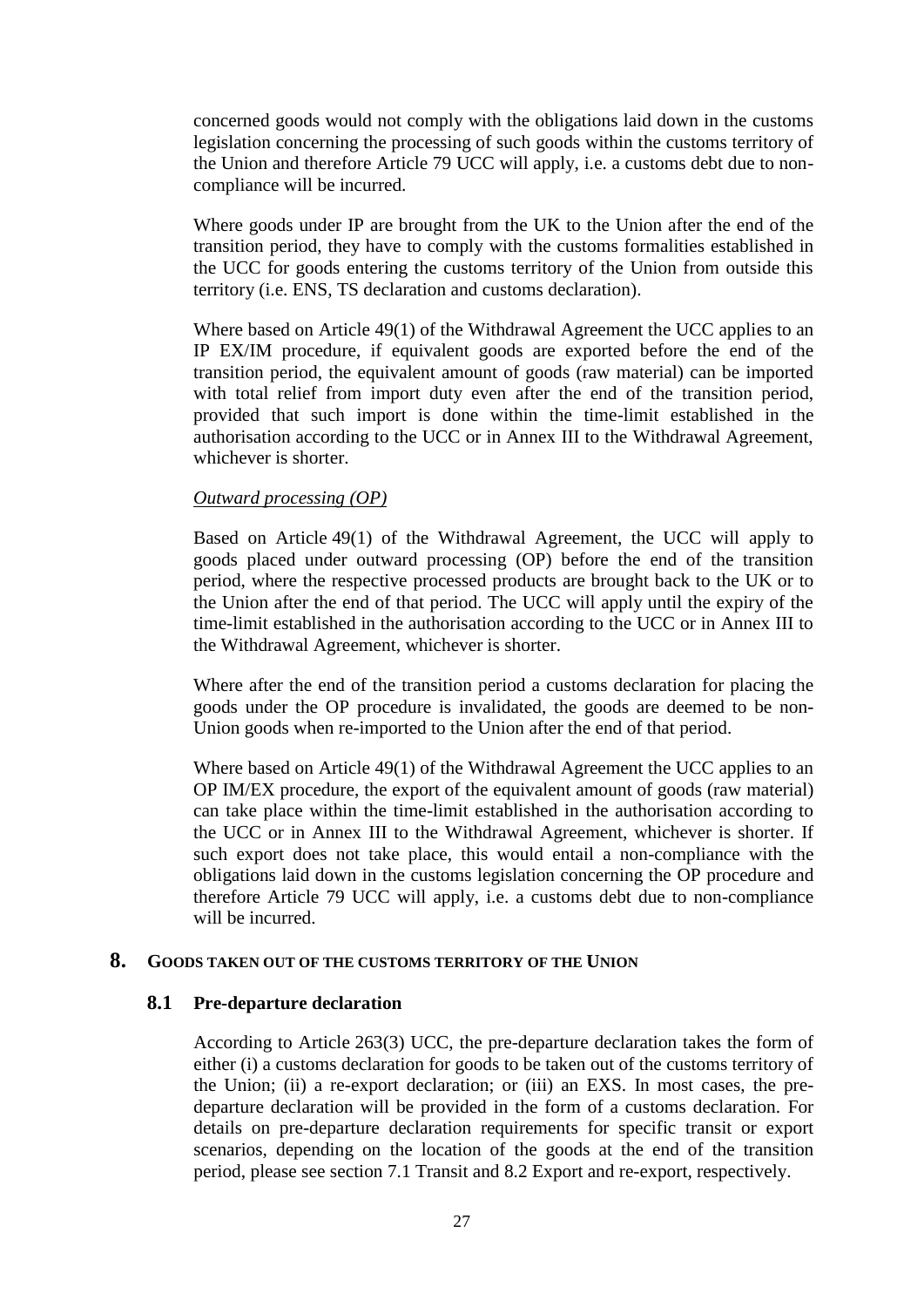concerned goods would not comply with the obligations laid down in the customs legislation concerning the processing of such goods within the customs territory of the Union and therefore Article 79 UCC will apply, i.e. a customs debt due to non-compliance will be incurred.

Where goods under IP are brought from the UK to the Union after the end of the transition period, they have to comply with the customs formalities established in the UCC for goods entering the customs territory of the Union from outside this territory (i.e. ENS, TS declaration and customs declaration).

Where based on Article 49(1) of the Withdrawal Agreement the UCC applies to an IP EX/IM procedure, if equivalent goods are exported before the end of the transition period, the equivalent amount of goods (raw material) can be imported with total relief from import duty even after the end of the transition period, provided that such import is done within the time-limit established in the authorisation according to the UCC or in Annex III to the Withdrawal Agreement, whichever is shorter.

*Outward processing (OP)*

Based on Article 49(1) of the Withdrawal Agreement, the UCC will apply to goods placed under outward processing (OP) before the end of the transition period, where the respective processed products are brought back to the UK or to the Union after the end of that period. The UCC will apply until the expiry of the time-limit established in the authorisation according to the UCC or in Annex III to the Withdrawal Agreement, whichever is shorter.

Where after the end of the transition period a customs declaration for placing the goods under the OP procedure is invalidated, the goods are deemed to be non-Union goods when re-imported to the Union after the end of that period.

Where based on Article 49(1) of the Withdrawal Agreement the UCC applies to an OP IM/EX procedure, the export of the equivalent amount of goods (raw material) can take place within the time-limit established in the authorisation according to the UCC or in Annex III to the Withdrawal Agreement, whichever is shorter. If such export does not take place, this would entail a non-compliance with the obligations laid down in the customs legislation concerning the OP procedure and therefore Article 79 UCC will apply, i.e. a customs debt due to non-compliance will be incurred.

## 8. GOODS TAKEN OUT OF THE CUSTOMS TERRITORY OF THE UNION

### 8.1 Pre-departure declaration

According to Article 263(3) UCC, the pre-departure declaration takes the form of either (i) a customs declaration for goods to be taken out of the customs territory of the Union; (ii) a re-export declaration; or (iii) an EXS. In most cases, the pre-departure declaration will be provided in the form of a customs declaration. For details on pre-departure declaration requirements for specific transit or export scenarios, depending on the location of the goods at the end of the transition period, please see section 7.1 Transit and 8.2 Export and re-export, respectively.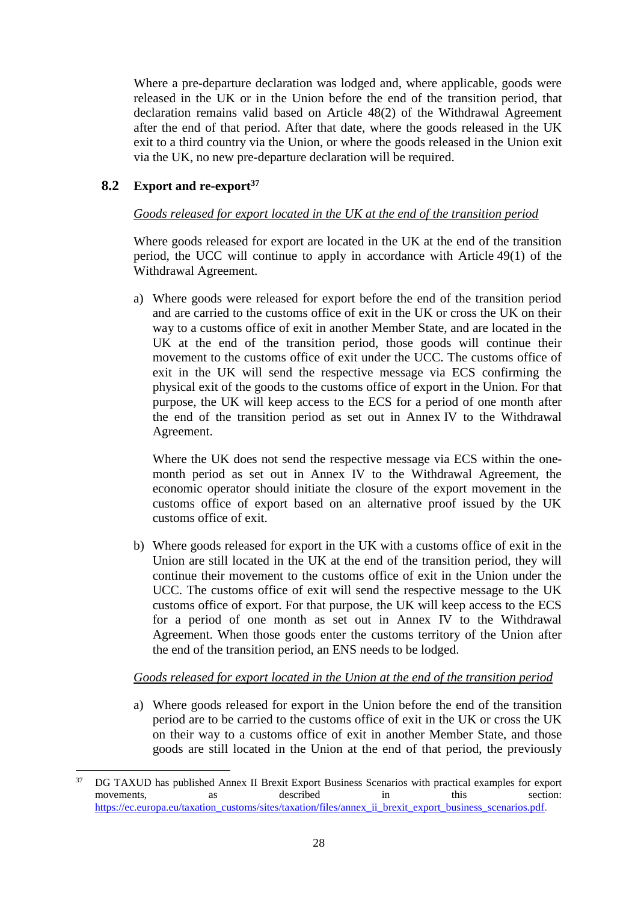Where a pre-departure declaration was lodged and, where applicable, goods were released in the UK or in the Union before the end of the transition period, that declaration remains valid based on Article 48(2) of the Withdrawal Agreement after the end of that period. After that date, where the goods released in the UK exit to a third country via the Union, or where the goods released in the Union exit via the UK, no new pre-departure declaration will be required.

## 8.2 Export and re-export[37]

_Goods released for export located in the UK at the end of the transition period_

Where goods released for export are located in the UK at the end of the transition period, the UCC will continue to apply in accordance with Article 49(1) of the Withdrawal Agreement.

a) Where goods were released for export before the end of the transition period and are carried to the customs office of exit in the UK or cross the UK on their way to a customs office of exit in another Member State, and are located in the UK at the end of the transition period, those goods will continue their movement to the customs office of exit under the UCC. The customs office of exit in the UK will send the respective message via ECS confirming the physical exit of the goods to the customs office of export in the Union. For that purpose, the UK will keep access to the ECS for a period of one month after the end of the transition period as set out in Annex IV to the Withdrawal Agreement.

   Where the UK does not send the respective message via ECS within the one-month period as set out in Annex IV to the Withdrawal Agreement, the economic operator should initiate the closure of the export movement in the customs office of export based on an alternative proof issued by the UK customs office of exit.

b) Where goods released for export in the UK with a customs office of exit in the Union are still located in the UK at the end of the transition period, they will continue their movement to the customs office of exit in the Union under the UCC. The customs office of exit will send the respective message to the UK customs office of export. For that purpose, the UK will keep access to the ECS for a period of one month as set out in Annex IV to the Withdrawal Agreement. When those goods enter the customs territory of the Union after the end of the transition period, an ENS needs to be lodged.

_Goods released for export located in the Union at the end of the transition period_

a) Where goods released for export in the Union before the end of the transition period are to be carried to the customs office of exit in the UK or cross the UK on their way to a customs office of exit in another Member State, and those goods are still located in the Union at the end of that period, the previously

---

[37] DG TAXUD has published Annex II Brexit Export Business Scenarios with practical examples for export movements, as described in this section: https://ec.europa.eu/taxation_customs/sites/taxation/files/annex_ii_brexit_export_business_scenarios.pdf.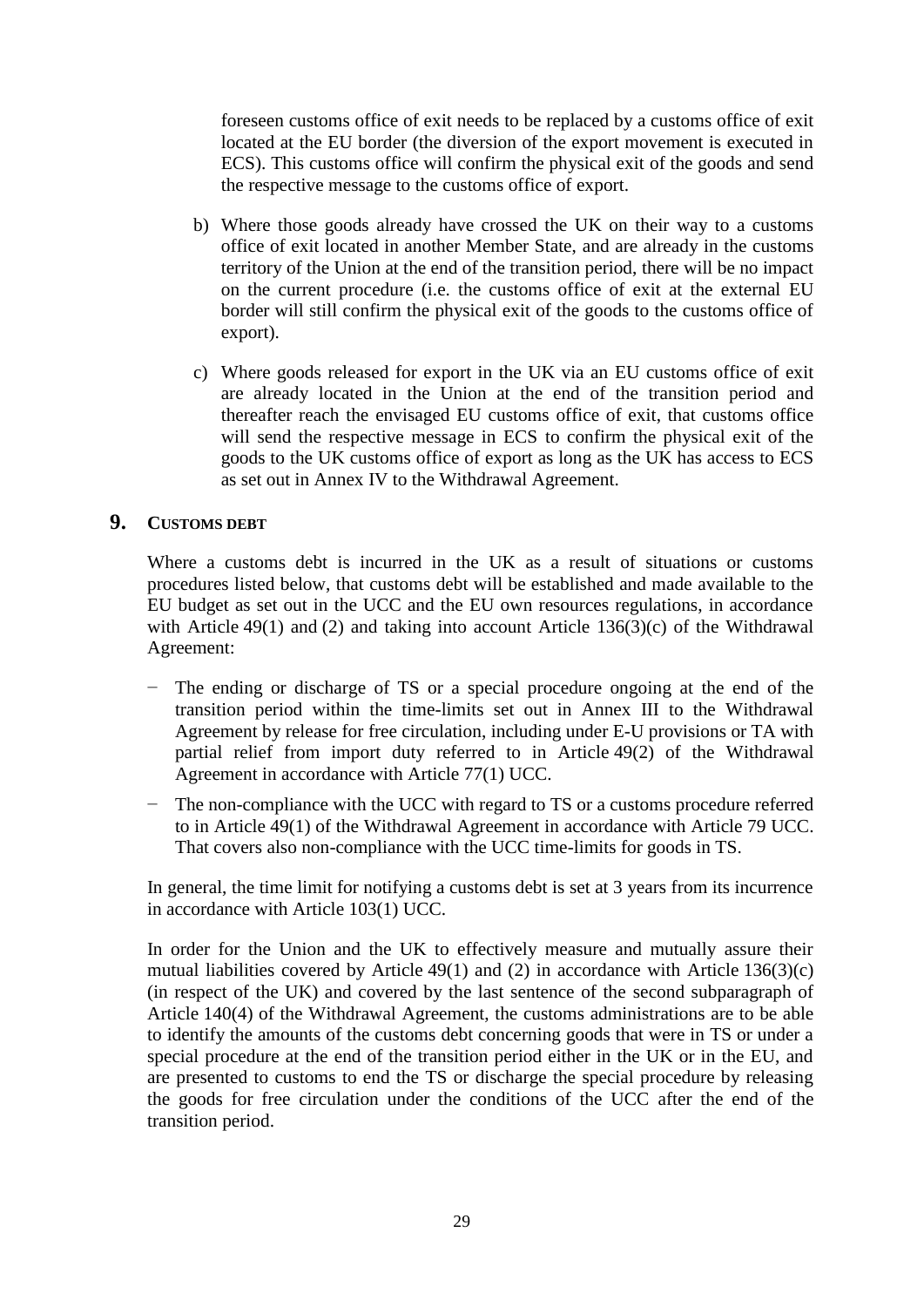foreseen customs office of exit needs to be replaced by a customs office of exit located at the EU border (the diversion of the export movement is executed in ECS). This customs office will confirm the physical exit of the goods and send the respective message to the customs office of export.

b) Where those goods already have crossed the UK on their way to a customs office of exit located in another Member State, and are already in the customs territory of the Union at the end of the transition period, there will be no impact on the current procedure (i.e. the customs office of exit at the external EU border will still confirm the physical exit of the goods to the customs office of export).

c) Where goods released for export in the UK via an EU customs office of exit are already located in the Union at the end of the transition period and thereafter reach the envisaged EU customs office of exit, that customs office will send the respective message in ECS to confirm the physical exit of the goods to the UK customs office of export as long as the UK has access to ECS as set out in Annex IV to the Withdrawal Agreement.

## 9. CUSTOMS DEBT

Where a customs debt is incurred in the UK as a result of situations or customs procedures listed below, that customs debt will be established and made available to the EU budget as set out in the UCC and the EU own resources regulations, in accordance with Article 49(1) and (2) and taking into account Article 136(3)(c) of the Withdrawal Agreement:

- The ending or discharge of TS or a special procedure ongoing at the end of the transition period within the time-limits set out in Annex III to the Withdrawal Agreement by release for free circulation, including under E-U provisions or TA with partial relief from import duty referred to in Article 49(2) of the Withdrawal Agreement in accordance with Article 77(1) UCC.
- The non-compliance with the UCC with regard to TS or a customs procedure referred to in Article 49(1) of the Withdrawal Agreement in accordance with Article 79 UCC. That covers also non-compliance with the UCC time-limits for goods in TS.

In general, the time limit for notifying a customs debt is set at 3 years from its incurrence in accordance with Article 103(1) UCC.

In order for the Union and the UK to effectively measure and mutually assure their mutual liabilities covered by Article 49(1) and (2) in accordance with Article 136(3)(c) (in respect of the UK) and covered by the last sentence of the second subparagraph of Article 140(4) of the Withdrawal Agreement, the customs administrations are to be able to identify the amounts of the customs debt concerning goods that were in TS or under a special procedure at the end of the transition period either in the UK or in the EU, and are presented to customs to end the TS or discharge the special procedure by releasing the goods for free circulation under the conditions of the UCC after the end of the transition period.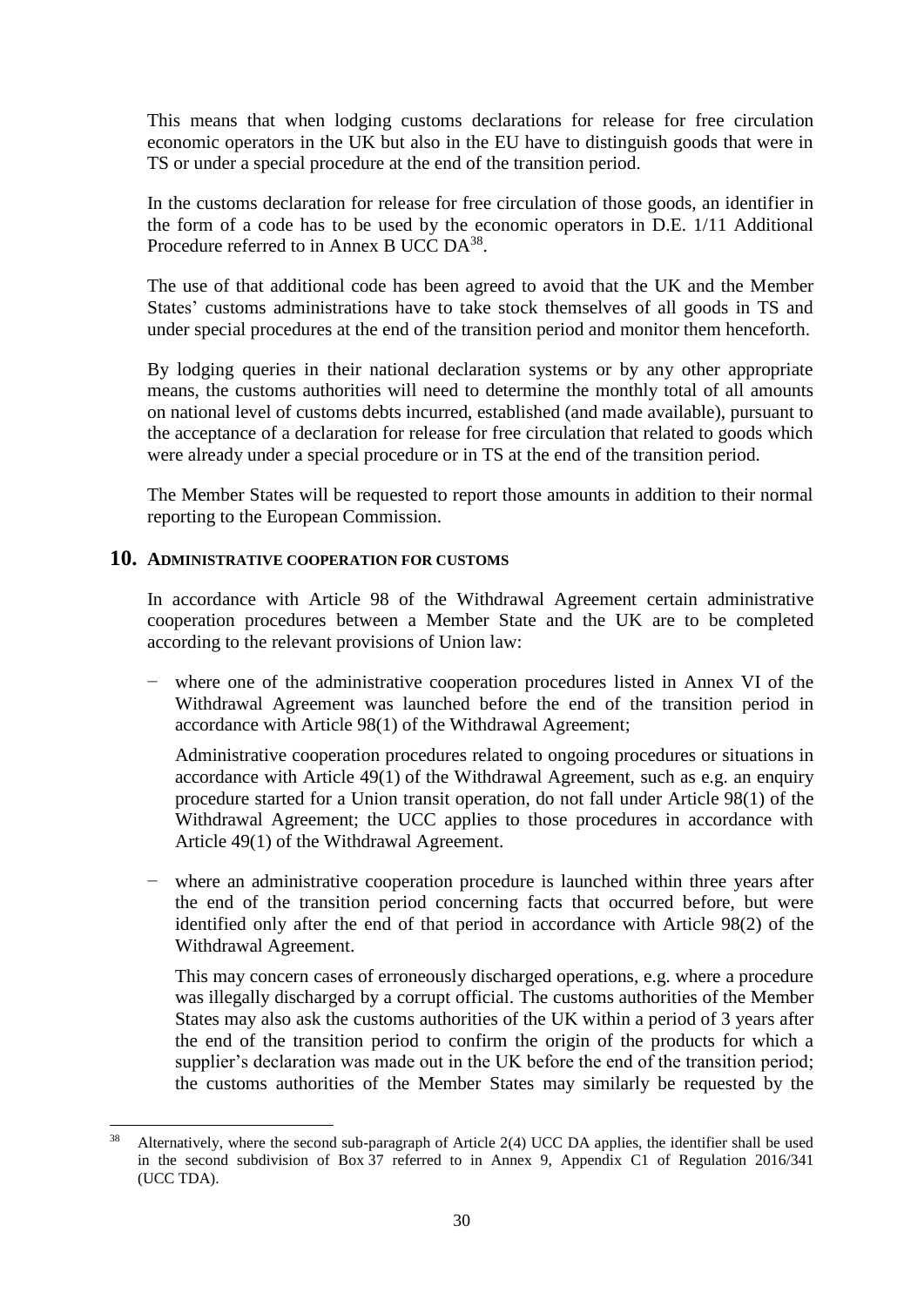This means that when lodging customs declarations for release for free circulation economic operators in the UK but also in the EU have to distinguish goods that were in TS or under a special procedure at the end of the transition period.

In the customs declaration for release for free circulation of those goods, an identifier in the form of a code has to be used by the economic operators in D.E. 1/11 Additional Procedure referred to in Annex B UCC DA[38].

The use of that additional code has been agreed to avoid that the UK and the Member States' customs administrations have to take stock themselves of all goods in TS and under special procedures at the end of the transition period and monitor them henceforth.

By lodging queries in their national declaration systems or by any other appropriate means, the customs authorities will need to determine the monthly total of all amounts on national level of customs debts incurred, established (and made available), pursuant to the acceptance of a declaration for release for free circulation that related to goods which were already under a special procedure or in TS at the end of the transition period.

The Member States will be requested to report those amounts in addition to their normal reporting to the European Commission.

## 10. ADMINISTRATIVE COOPERATION FOR CUSTOMS

In accordance with Article 98 of the Withdrawal Agreement certain administrative cooperation procedures between a Member State and the UK are to be completed according to the relevant provisions of Union law:

- where one of the administrative cooperation procedures listed in Annex VI of the Withdrawal Agreement was launched before the end of the transition period in accordance with Article 98(1) of the Withdrawal Agreement;

  Administrative cooperation procedures related to ongoing procedures or situations in accordance with Article 49(1) of the Withdrawal Agreement, such as e.g. an enquiry procedure started for a Union transit operation, do not fall under Article 98(1) of the Withdrawal Agreement; the UCC applies to those procedures in accordance with Article 49(1) of the Withdrawal Agreement.

- where an administrative cooperation procedure is launched within three years after the end of the transition period concerning facts that occurred before, but were identified only after the end of that period in accordance with Article 98(2) of the Withdrawal Agreement.

  This may concern cases of erroneously discharged operations, e.g. where a procedure was illegally discharged by a corrupt official. The customs authorities of the Member States may also ask the customs authorities of the UK within a period of 3 years after the end of the transition period to confirm the origin of the products for which a supplier's declaration was made out in the UK before the end of the transition period; the customs authorities of the Member States may similarly be requested by the

[38] Alternatively, where the second sub-paragraph of Article 2(4) UCC DA applies, the identifier shall be used in the second subdivision of Box 37 referred to in Annex 9, Appendix C1 of Regulation 2016/341 (UCC TDA).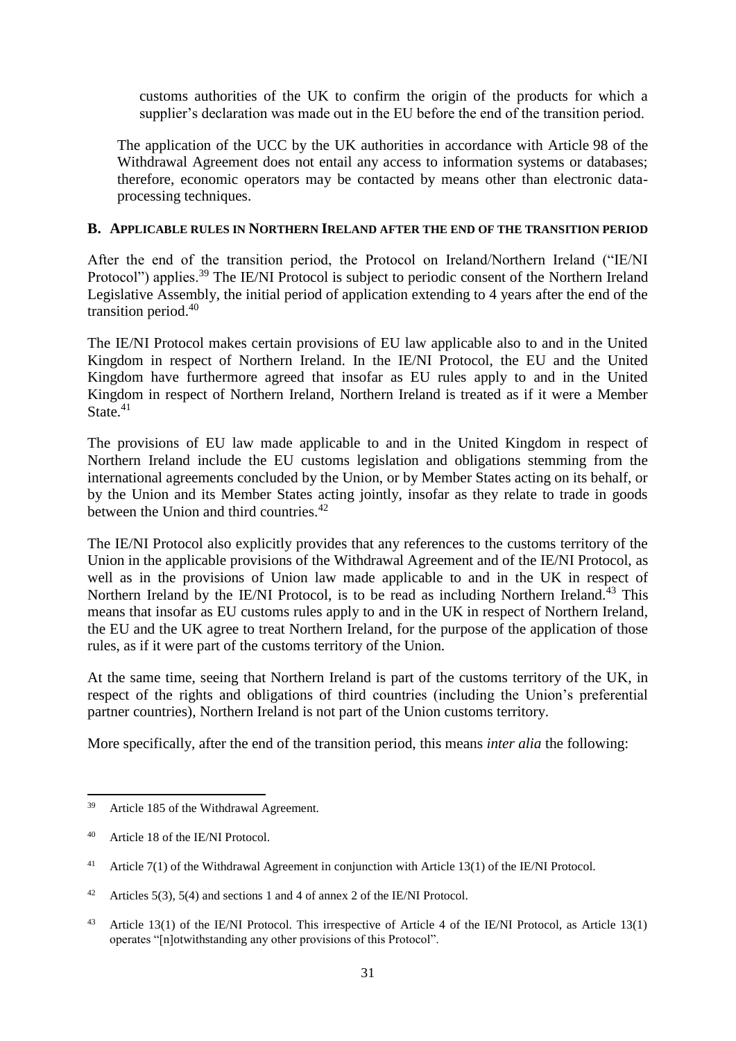customs authorities of the UK to confirm the origin of the products for which a supplier's declaration was made out in the EU before the end of the transition period.

The application of the UCC by the UK authorities in accordance with Article 98 of the Withdrawal Agreement does not entail any access to information systems or databases; therefore, economic operators may be contacted by means other than electronic data-processing techniques.

### B. Applicable rules in Northern Ireland after the end of the transition period

After the end of the transition period, the Protocol on Ireland/Northern Ireland ("IE/NI Protocol") applies.[39] The IE/NI Protocol is subject to periodic consent of the Northern Ireland Legislative Assembly, the initial period of application extending to 4 years after the end of the transition period.[40]

The IE/NI Protocol makes certain provisions of EU law applicable also to and in the United Kingdom in respect of Northern Ireland. In the IE/NI Protocol, the EU and the United Kingdom have furthermore agreed that insofar as EU rules apply to and in the United Kingdom in respect of Northern Ireland, Northern Ireland is treated as if it were a Member State.[41]

The provisions of EU law made applicable to and in the United Kingdom in respect of Northern Ireland include the EU customs legislation and obligations stemming from the international agreements concluded by the Union, or by Member States acting on its behalf, or by the Union and its Member States acting jointly, insofar as they relate to trade in goods between the Union and third countries.[42]

The IE/NI Protocol also explicitly provides that any references to the customs territory of the Union in the applicable provisions of the Withdrawal Agreement and of the IE/NI Protocol, as well as in the provisions of Union law made applicable to and in the UK in respect of Northern Ireland by the IE/NI Protocol, is to be read as including Northern Ireland.[43] This means that insofar as EU customs rules apply to and in the UK in respect of Northern Ireland, the EU and the UK agree to treat Northern Ireland, for the purpose of the application of those rules, as if it were part of the customs territory of the Union.

At the same time, seeing that Northern Ireland is part of the customs territory of the UK, in respect of the rights and obligations of third countries (including the Union's preferential partner countries), Northern Ireland is not part of the Union customs territory.

More specifically, after the end of the transition period, this means *inter alia* the following:

---

[39] Article 185 of the Withdrawal Agreement.

[40] Article 18 of the IE/NI Protocol.

[41] Article 7(1) of the Withdrawal Agreement in conjunction with Article 13(1) of the IE/NI Protocol.

[42] Articles 5(3), 5(4) and sections 1 and 4 of annex 2 of the IE/NI Protocol.

[43] Article 13(1) of the IE/NI Protocol. This irrespective of Article 4 of the IE/NI Protocol, as Article 13(1) operates "[n]otwithstanding any other provisions of this Protocol".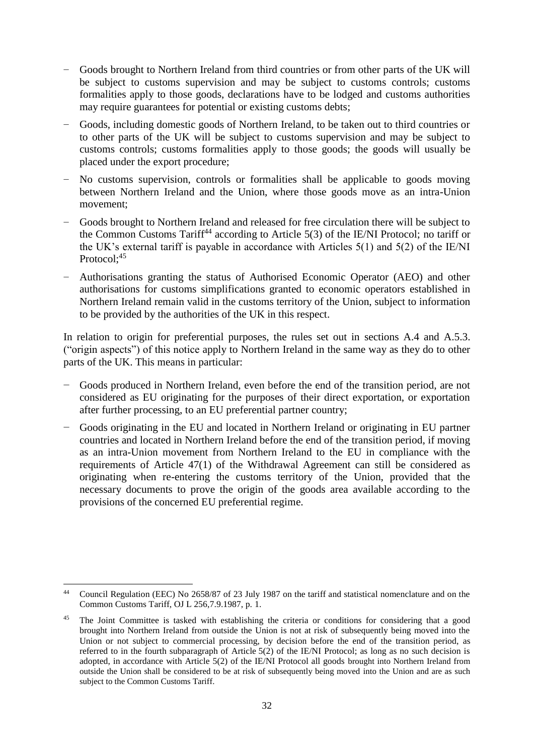- Goods brought to Northern Ireland from third countries or from other parts of the UK will be subject to customs supervision and may be subject to customs controls; customs formalities apply to those goods, declarations have to be lodged and customs authorities may require guarantees for potential or existing customs debts;
- Goods, including domestic goods of Northern Ireland, to be taken out to third countries or to other parts of the UK will be subject to customs supervision and may be subject to customs controls; customs formalities apply to those goods; the goods will usually be placed under the export procedure;
- No customs supervision, controls or formalities shall be applicable to goods moving between Northern Ireland and the Union, where those goods move as an intra-Union movement;
- Goods brought to Northern Ireland and released for free circulation there will be subject to the Common Customs Tariff[44] according to Article 5(3) of the IE/NI Protocol; no tariff or the UK's external tariff is payable in accordance with Articles 5(1) and 5(2) of the IE/NI Protocol;[45]
- Authorisations granting the status of Authorised Economic Operator (AEO) and other authorisations for customs simplifications granted to economic operators established in Northern Ireland remain valid in the customs territory of the Union, subject to information to be provided by the authorities of the UK in this respect.

In relation to origin for preferential purposes, the rules set out in sections A.4 and A.5.3. ("origin aspects") of this notice apply to Northern Ireland in the same way as they do to other parts of the UK. This means in particular:

- Goods produced in Northern Ireland, even before the end of the transition period, are not considered as EU originating for the purposes of their direct exportation, or exportation after further processing, to an EU preferential partner country;
- Goods originating in the EU and located in Northern Ireland or originating in EU partner countries and located in Northern Ireland before the end of the transition period, if moving as an intra-Union movement from Northern Ireland to the EU in compliance with the requirements of Article 47(1) of the Withdrawal Agreement can still be considered as originating when re-entering the customs territory of the Union, provided that the necessary documents to prove the origin of the goods area available according to the provisions of the concerned EU preferential regime.

---

[44] Council Regulation (EEC) No 2658/87 of 23 July 1987 on the tariff and statistical nomenclature and on the Common Customs Tariff, OJ L 256,7.9.1987, p. 1.

[45] The Joint Committee is tasked with establishing the criteria or conditions for considering that a good brought into Northern Ireland from outside the Union is not at risk of subsequently being moved into the Union or not subject to commercial processing, by decision before the end of the transition period, as referred to in the fourth subparagraph of Article 5(2) of the IE/NI Protocol; as long as no such decision is adopted, in accordance with Article 5(2) of the IE/NI Protocol all goods brought into Northern Ireland from outside the Union shall be considered to be at risk of subsequently being moved into the Union and are as such subject to the Common Customs Tariff.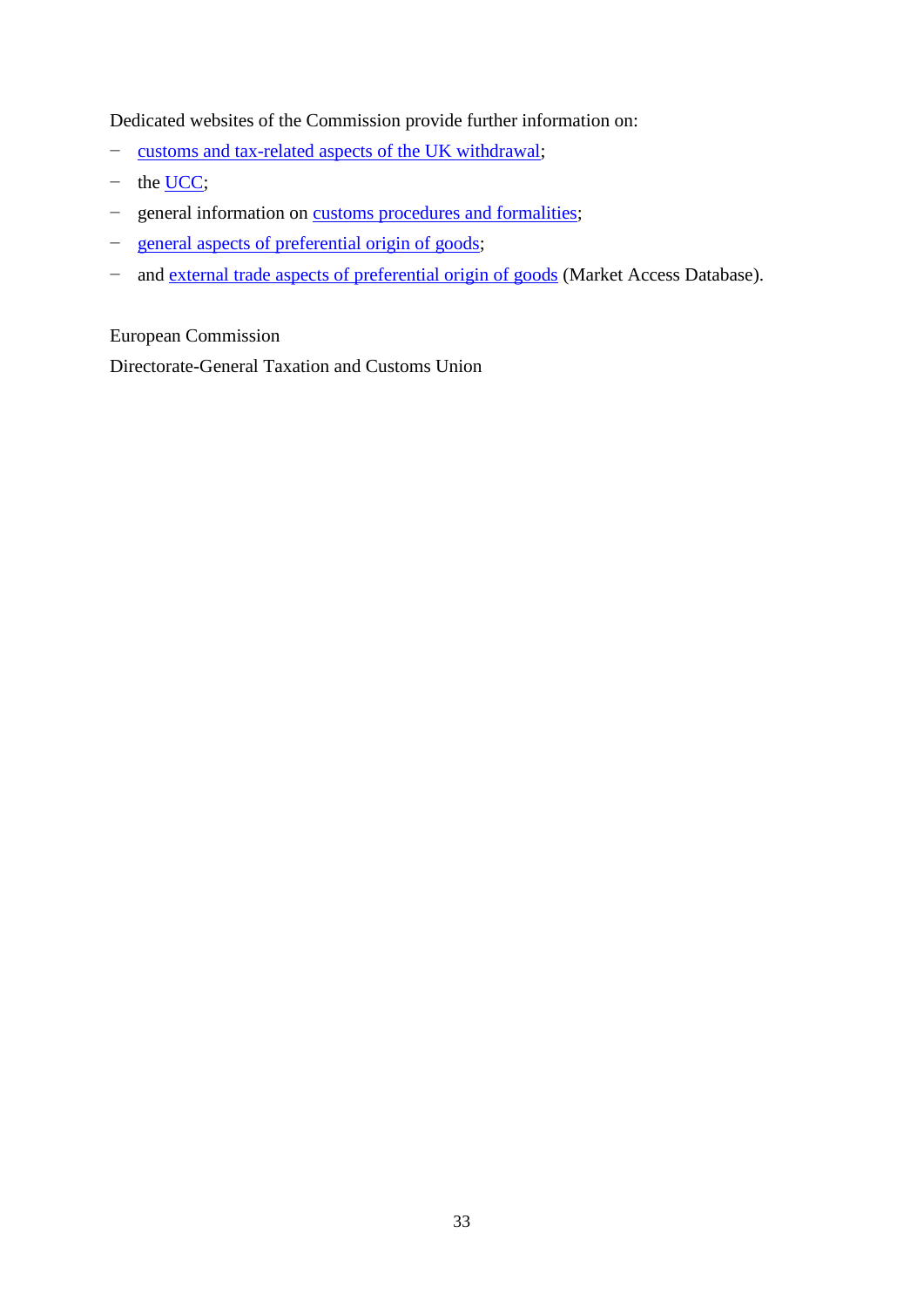Dedicated websites of the Commission provide further information on:

- customs and tax-related aspects of the UK withdrawal;
- the UCC;
- general information on customs procedures and formalities;
- general aspects of preferential origin of goods;
- and external trade aspects of preferential origin of goods (Market Access Database).

European Commission

Directorate-General Taxation and Customs Union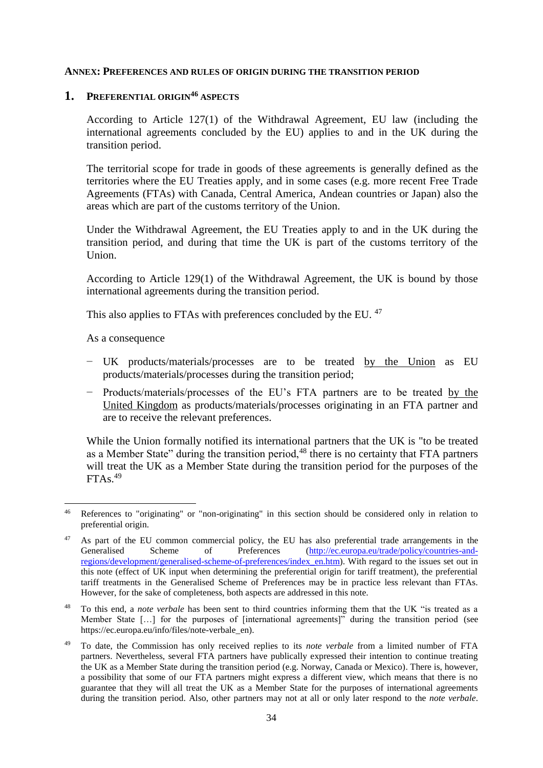**ANNEX: PREFERENCES AND RULES OF ORIGIN DURING THE TRANSITION PERIOD**

## 1. PREFERENTIAL ORIGIN[46] ASPECTS

According to Article 127(1) of the Withdrawal Agreement, EU law (including the international agreements concluded by the EU) applies to and in the UK during the transition period.

The territorial scope for trade in goods of these agreements is generally defined as the territories where the EU Treaties apply, and in some cases (e.g. more recent Free Trade Agreements (FTAs) with Canada, Central America, Andean countries or Japan) also the areas which are part of the customs territory of the Union.

Under the Withdrawal Agreement, the EU Treaties apply to and in the UK during the transition period, and during that time the UK is part of the customs territory of the Union.

According to Article 129(1) of the Withdrawal Agreement, the UK is bound by those international agreements during the transition period.

This also applies to FTAs with preferences concluded by the EU. [47]

As a consequence

- UK products/materials/processes are to be treated by the Union as EU products/materials/processes during the transition period;
- Products/materials/processes of the EU's FTA partners are to be treated by the United Kingdom as products/materials/processes originating in an FTA partner and are to receive the relevant preferences.

While the Union formally notified its international partners that the UK is "to be treated as a Member State" during the transition period,[48] there is no certainty that FTA partners will treat the UK as a Member State during the transition period for the purposes of the FTAs.[49]

---

[46] References to "originating" or "non-originating" in this section should be considered only in relation to preferential origin.

[47] As part of the EU common commercial policy, the EU has also preferential trade arrangements in the Generalised Scheme of Preferences (http://ec.europa.eu/trade/policy/countries-and-regions/development/generalised-scheme-of-preferences/index_en.htm). With regard to the issues set out in this note (effect of UK input when determining the preferential origin for tariff treatment), the preferential tariff treatments in the Generalised Scheme of Preferences may be in practice less relevant than FTAs. However, for the sake of completeness, both aspects are addressed in this note.

[48] To this end, a *note verbale* has been sent to third countries informing them that the UK "is treated as a Member State […] for the purposes of [international agreements]" during the transition period (see https://ec.europa.eu/info/files/note-verbale_en).

[49] To date, the Commission has only received replies to its *note verbale* from a limited number of FTA partners. Nevertheless, several FTA partners have publically expressed their intention to continue treating the UK as a Member State during the transition period (e.g. Norway, Canada or Mexico). There is, however, a possibility that some of our FTA partners might express a different view, which means that there is no guarantee that they will all treat the UK as a Member State for the purposes of international agreements during the transition period. Also, other partners may not at all or only later respond to the *note verbale*.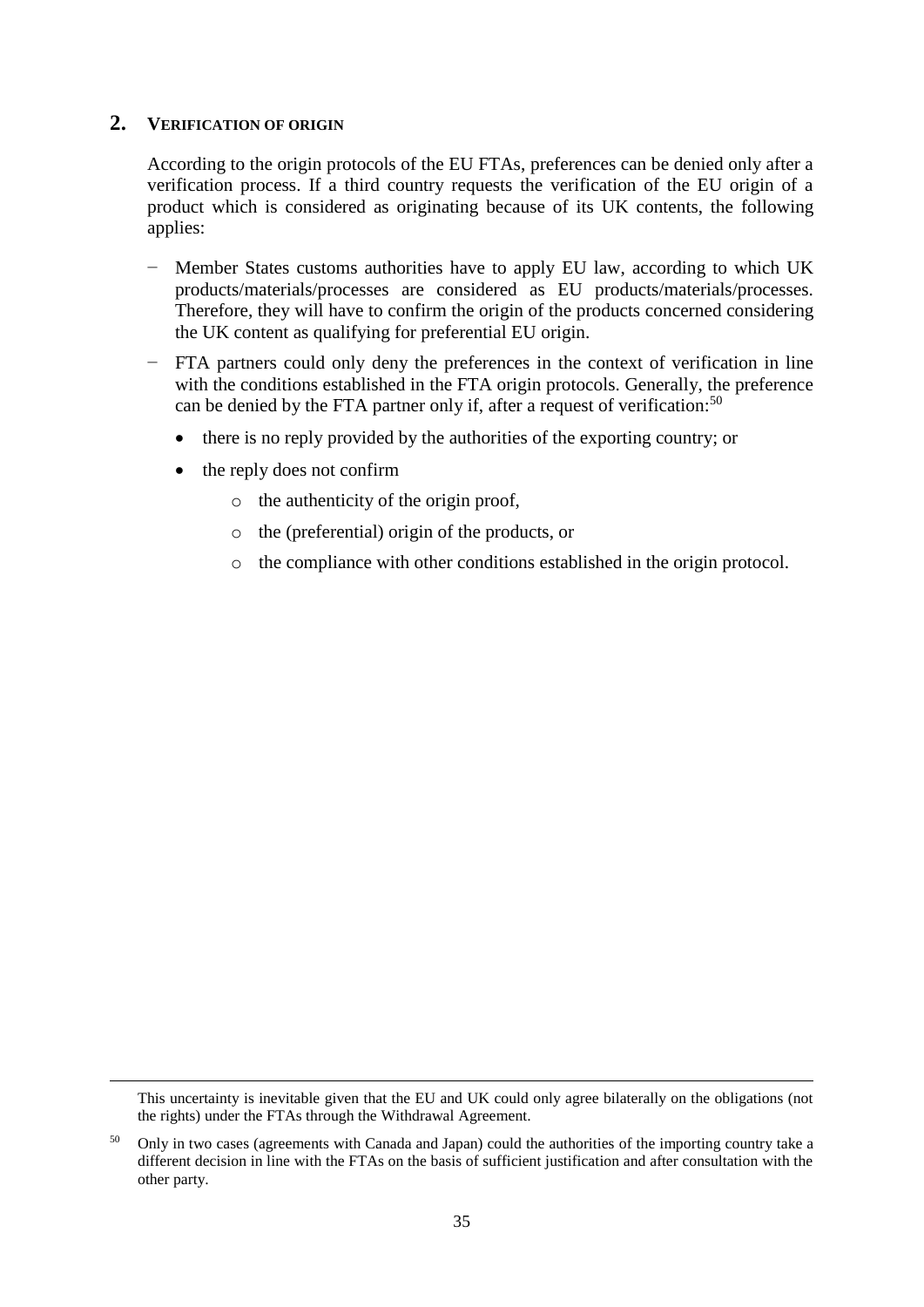## 2. VERIFICATION OF ORIGIN

According to the origin protocols of the EU FTAs, preferences can be denied only after a verification process. If a third country requests the verification of the EU origin of a product which is considered as originating because of its UK contents, the following applies:

- Member States customs authorities have to apply EU law, according to which UK products/materials/processes are considered as EU products/materials/processes. Therefore, they will have to confirm the origin of the products concerned considering the UK content as qualifying for preferential EU origin.
- FTA partners could only deny the preferences in the context of verification in line with the conditions established in the FTA origin protocols. Generally, the preference can be denied by the FTA partner only if, after a request of verification:[50]
  - there is no reply provided by the authorities of the exporting country; or
  - the reply does not confirm
    - the authenticity of the origin proof,
    - the (preferential) origin of the products, or
    - the compliance with other conditions established in the origin protocol.

---

This uncertainty is inevitable given that the EU and UK could only agree bilaterally on the obligations (not the rights) under the FTAs through the Withdrawal Agreement.

[50] Only in two cases (agreements with Canada and Japan) could the authorities of the importing country take a different decision in line with the FTAs on the basis of sufficient justification and after consultation with the other party.